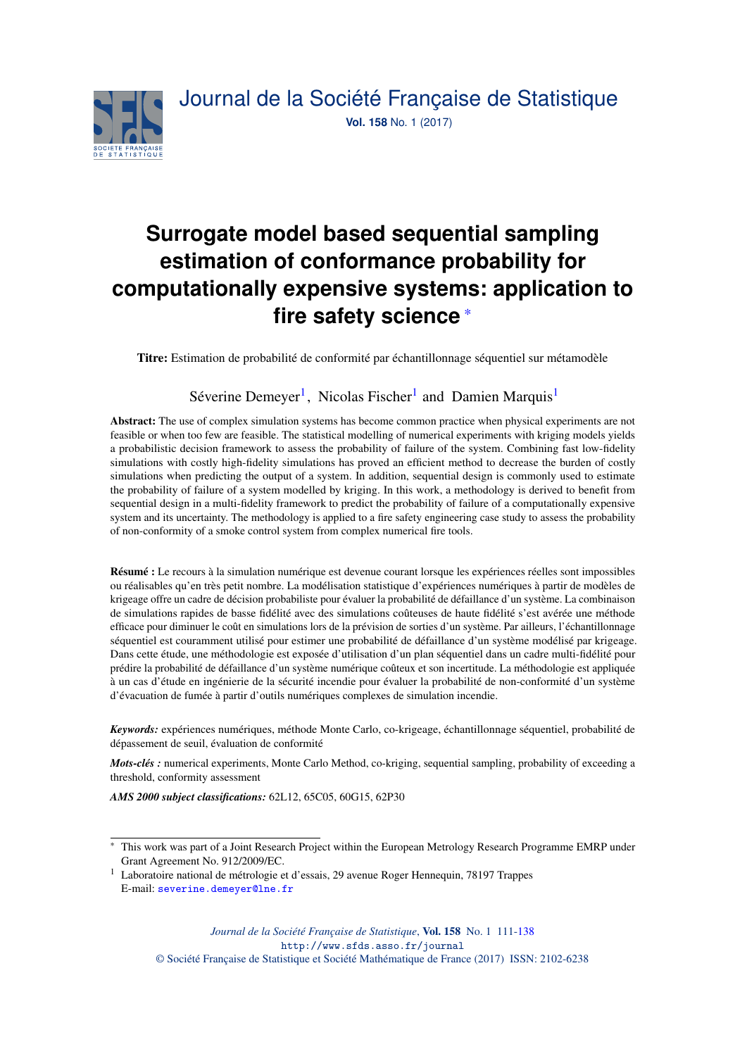# Surrogate model based sequential sampling estimation of conformance probability for computationally expensive systems: application to fire safety science [*]

**Titre:** Estimation de probabilité de conformité par échantillonnage séquentiel sur métamodèle

Séverine Demeyer[1], Nicolas Fischer[1] and Damien Marquis[1]

**Abstract:** The use of complex simulation systems has become common practice when physical experiments are not feasible or when too few are feasible. The statistical modelling of numerical experiments with kriging models yields a probabilistic decision framework to assess the probability of failure of the system. Combining fast low-fidelity simulations with costly high-fidelity simulations has proved an efficient method to decrease the burden of costly simulations when predicting the output of a system. In addition, sequential design is commonly used to estimate the probability of failure of a system modelled by kriging. In this work, a methodology is derived to benefit from sequential design in a multi-fidelity framework to predict the probability of failure of a computationally expensive system and its uncertainty. The methodology is applied to a fire safety engineering case study to assess the probability of non-conformity of a smoke control system from complex numerical fire tools.

**Résumé :** Le recours à la simulation numérique est devenue courant lorsque les expériences réelles sont impossibles ou réalisables qu'en très petit nombre. La modélisation statistique d'expériences numériques à partir de modèles de krigeage offre un cadre de décision probabiliste pour évaluer la probabilité de défaillance d'un système. La combinaison de simulations rapides de basse fidélité avec des simulations coûteuses de haute fidélité s'est avérée une méthode efficace pour diminuer le coût en simulations lors de la prévision de sorties d'un système. Par ailleurs, l'échantillonnage séquentiel est couramment utilisé pour estimer une probabilité de défaillance d'un système modélisé par krigeage. Dans cette étude, une méthodologie est exposée d'utilisation d'un plan séquentiel dans un cadre multi-fidélité pour prédire la probabilité de défaillance d'un système numérique coûteux et son incertitude. La méthodologie est appliquée à un cas d'étude en ingénierie de la sécurité incendie pour évaluer la probabilité de non-conformité d'un système d'évacuation de fumée à partir d'outils numériques complexes de simulation incendie.

***Keywords:*** expériences numériques, méthode Monte Carlo, co-krigeage, échantillonnage séquentiel, probabilité de dépassement de seuil, évaluation de conformité

***Mots-clés :*** numerical experiments, Monte Carlo Method, co-kriging, sequential sampling, probability of exceeding a threshold, conformity assessment

***AMS 2000 subject classifications:*** 62L12, 65C05, 60G15, 62P30

---

[*] This work was part of a Joint Research Project within the European Metrology Research Programme EMRP under Grant Agreement No. 912/2009/EC.

[1] Laboratoire national de métrologie et d'essais, 29 avenue Roger Hennequin, 78197 Trappes
E-mail: severine.demeyer@lne.fr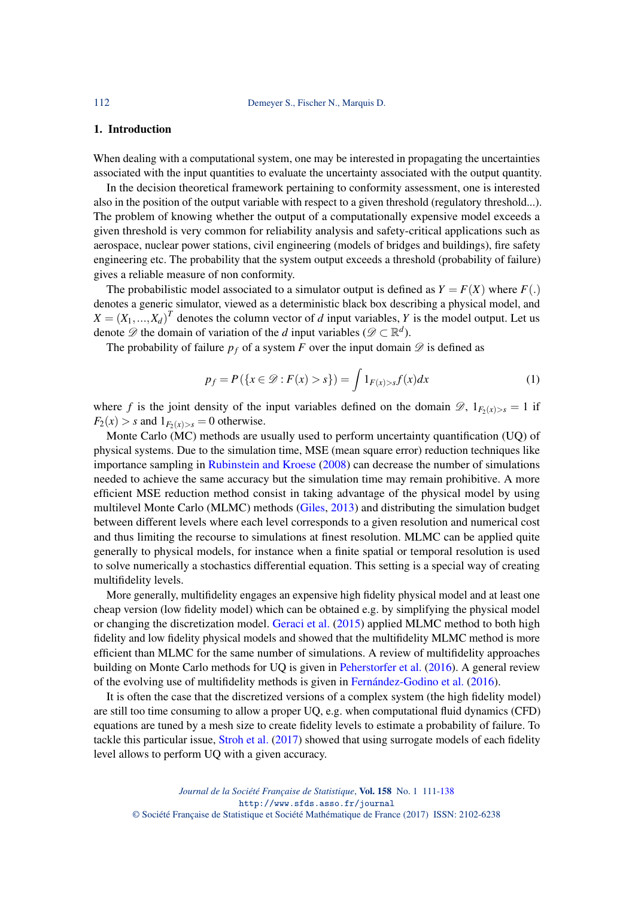## 1. Introduction

When dealing with a computational system, one may be interested in propagating the uncertainties associated with the input quantities to evaluate the uncertainty associated with the output quantity.

In the decision theoretical framework pertaining to conformity assessment, one is interested also in the position of the output variable with respect to a given threshold (regulatory threshold...). The problem of knowing whether the output of a computationally expensive model exceeds a given threshold is very common for reliability analysis and safety-critical applications such as aerospace, nuclear power stations, civil engineering (models of bridges and buildings), fire safety engineering etc. The probability that the system output exceeds a threshold (probability of failure) gives a reliable measure of non conformity.

The probabilistic model associated to a simulator output is defined as $Y = F(X)$ where $F(.)$ denotes a generic simulator, viewed as a deterministic black box describing a physical model, and $X = (X_1, ..., X_d)^T$ denotes the column vector of $d$ input variables, $Y$ is the model output. Let us denote $\mathscr{D}$ the domain of variation of the $d$ input variables ($\mathscr{D} \subset \mathbb{R}^d$).

The probability of failure $p_f$ of a system $F$ over the input domain $\mathscr{D}$ is defined as

$$p_f = P(\{x \in \mathscr{D} : F(x) > s\}) = \int 1_{F(x)>s} f(x) dx \tag{1}$$

where $f$ is the joint density of the input variables defined on the domain $\mathscr{D}$, $1_{F_2(x)>s} = 1$ if $F_2(x) > s$ and $1_{F_2(x)>s} = 0$ otherwise.

Monte Carlo (MC) methods are usually used to perform uncertainty quantification (UQ) of physical systems. Due to the simulation time, MSE (mean square error) reduction techniques like importance sampling in Rubinstein and Kroese (2008) can decrease the number of simulations needed to achieve the same accuracy but the simulation time may remain prohibitive. A more efficient MSE reduction method consist in taking advantage of the physical model by using multilevel Monte Carlo (MLMC) methods (Giles, 2013) and distributing the simulation budget between different levels where each level corresponds to a given resolution and numerical cost and thus limiting the recourse to simulations at finest resolution. MLMC can be applied quite generally to physical models, for instance when a finite spatial or temporal resolution is used to solve numerically a stochastics differential equation. This setting is a special way of creating multifidelity levels.

More generally, multifidelity engages an expensive high fidelity physical model and at least one cheap version (low fidelity model) which can be obtained e.g. by simplifying the physical model or changing the discretization model. Geraci et al. (2015) applied MLMC method to both high fidelity and low fidelity physical models and showed that the multifidelity MLMC method is more efficient than MLMC for the same number of simulations. A review of multifidelity approaches building on Monte Carlo methods for UQ is given in Peherstorfer et al. (2016). A general review of the evolving use of multifidelity methods is given in Fernández-Godino et al. (2016).

It is often the case that the discretized versions of a complex system (the high fidelity model) are still too time consuming to allow a proper UQ, e.g. when computational fluid dynamics (CFD) equations are tuned by a mesh size to create fidelity levels to estimate a probability of failure. To tackle this particular issue, Stroh et al. (2017) showed that using surrogate models of each fidelity level allows to perform UQ with a given accuracy.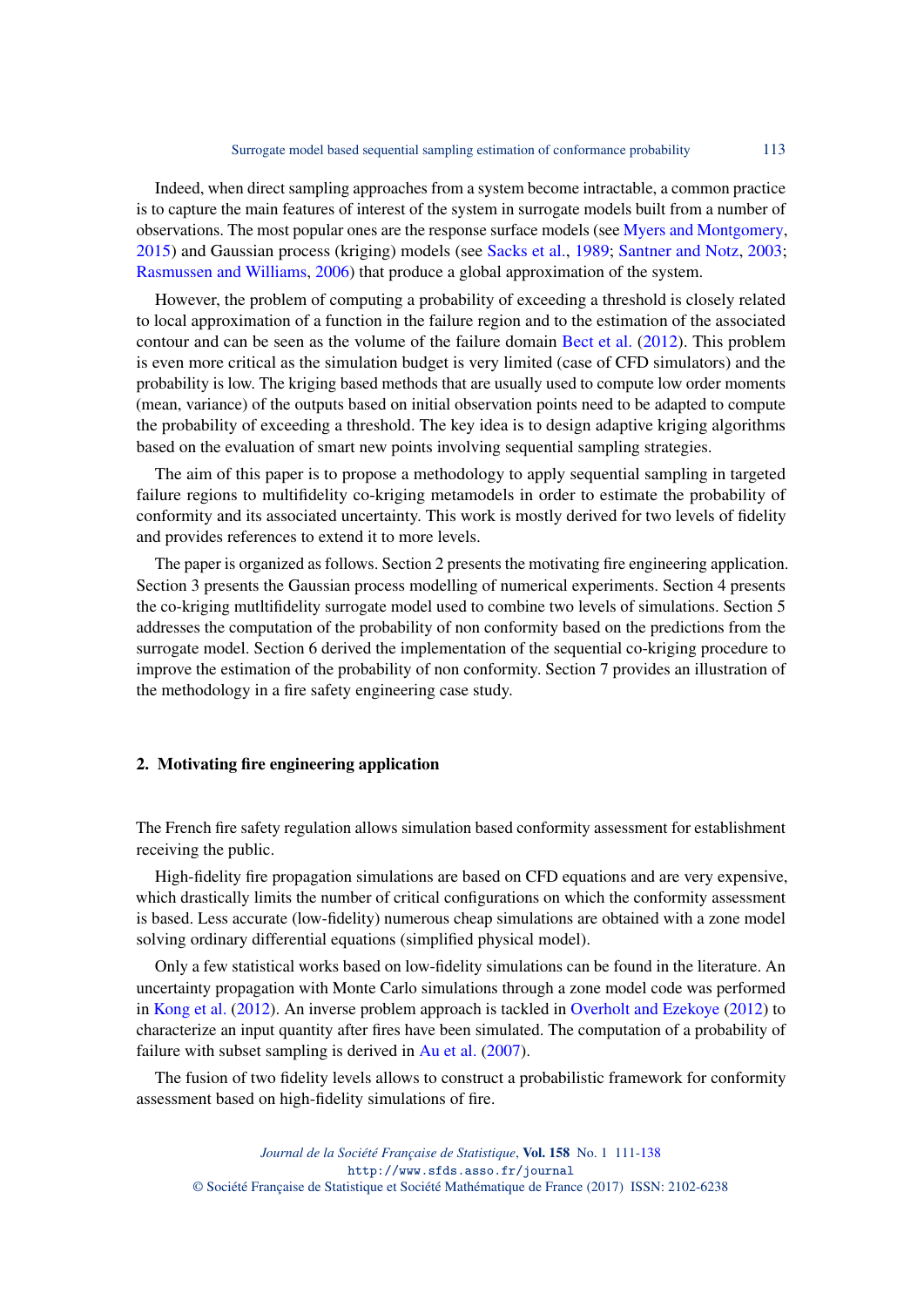Indeed, when direct sampling approaches from a system become intractable, a common practice is to capture the main features of interest of the system in surrogate models built from a number of observations. The most popular ones are the response surface models (see Myers and Montgomery, 2015) and Gaussian process (kriging) models (see Sacks et al., 1989; Santner and Notz, 2003; Rasmussen and Williams, 2006) that produce a global approximation of the system.

However, the problem of computing a probability of exceeding a threshold is closely related to local approximation of a function in the failure region and to the estimation of the associated contour and can be seen as the volume of the failure domain Bect et al. (2012). This problem is even more critical as the simulation budget is very limited (case of CFD simulators) and the probability is low. The kriging based methods that are usually used to compute low order moments (mean, variance) of the outputs based on initial observation points need to be adapted to compute the probability of exceeding a threshold. The key idea is to design adaptive kriging algorithms based on the evaluation of smart new points involving sequential sampling strategies.

The aim of this paper is to propose a methodology to apply sequential sampling in targeted failure regions to multifidelity co-kriging metamodels in order to estimate the probability of conformity and its associated uncertainty. This work is mostly derived for two levels of fidelity and provides references to extend it to more levels.

The paper is organized as follows. Section 2 presents the motivating fire engineering application. Section 3 presents the Gaussian process modelling of numerical experiments. Section 4 presents the co-kriging mutltifidelity surrogate model used to combine two levels of simulations. Section 5 addresses the computation of the probability of non conformity based on the predictions from the surrogate model. Section 6 derived the implementation of the sequential co-kriging procedure to improve the estimation of the probability of non conformity. Section 7 provides an illustration of the methodology in a fire safety engineering case study.

## 2. Motivating fire engineering application

The French fire safety regulation allows simulation based conformity assessment for establishment receiving the public.

High-fidelity fire propagation simulations are based on CFD equations and are very expensive, which drastically limits the number of critical configurations on which the conformity assessment is based. Less accurate (low-fidelity) numerous cheap simulations are obtained with a zone model solving ordinary differential equations (simplified physical model).

Only a few statistical works based on low-fidelity simulations can be found in the literature. An uncertainty propagation with Monte Carlo simulations through a zone model code was performed in Kong et al. (2012). An inverse problem approach is tackled in Overholt and Ezekoye (2012) to characterize an input quantity after fires have been simulated. The computation of a probability of failure with subset sampling is derived in Au et al. (2007).

The fusion of two fidelity levels allows to construct a probabilistic framework for conformity assessment based on high-fidelity simulations of fire.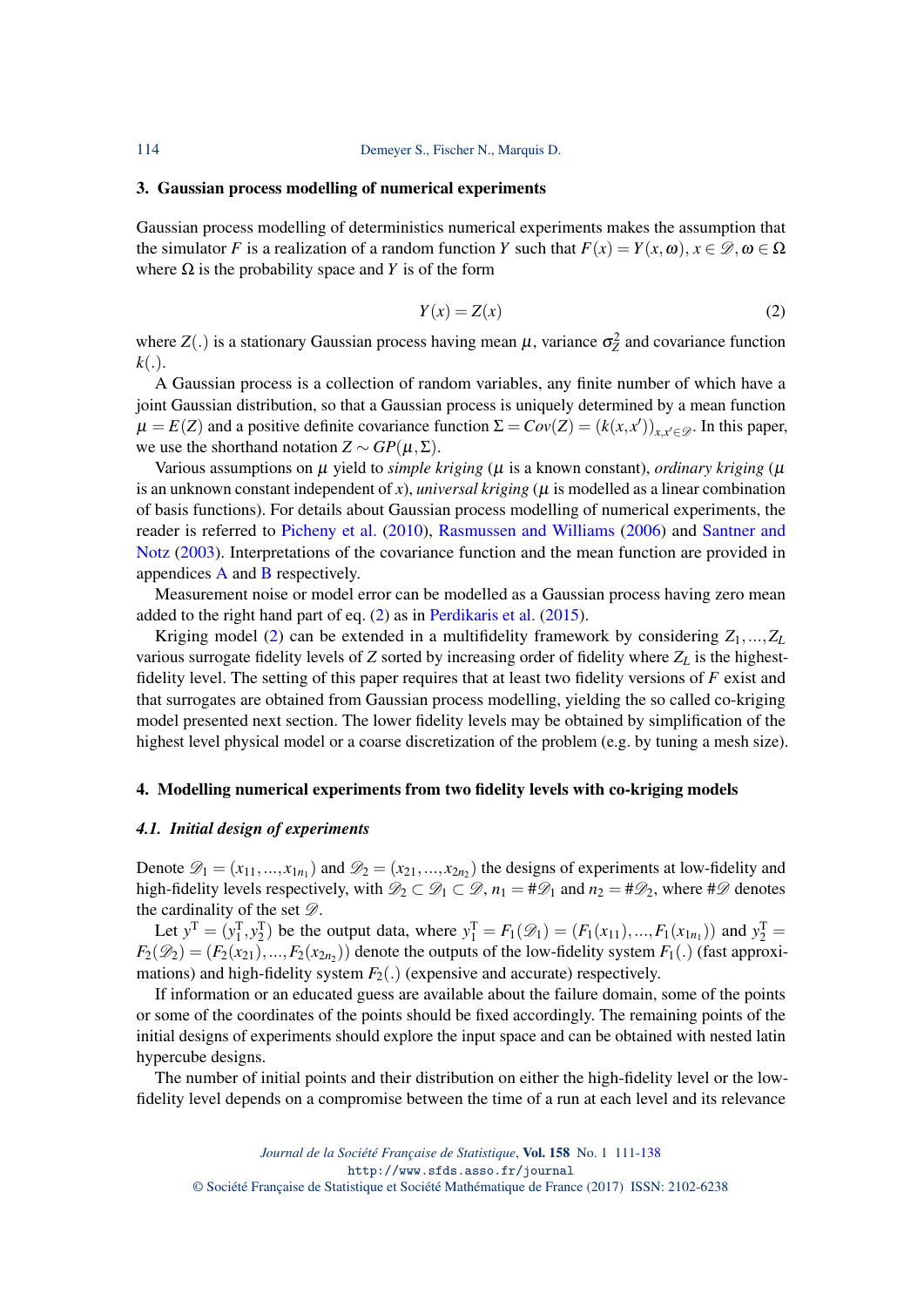## 3. Gaussian process modelling of numerical experiments

Gaussian process modelling of deterministics numerical experiments makes the assumption that the simulator $F$ is a realization of a random function $Y$ such that $F(x) = Y(x, \omega)$, $x \in \mathscr{D}$, $\omega \in \Omega$ where $\Omega$ is the probability space and $Y$ is of the form

$$Y(x) = Z(x) \tag{2}$$

where $Z(.)$ is a stationary Gaussian process having mean $\mu$, variance $\sigma_Z^2$ and covariance function $k(.)$.

A Gaussian process is a collection of random variables, any finite number of which have a joint Gaussian distribution, so that a Gaussian process is uniquely determined by a mean function $\mu = E(Z)$ and a positive definite covariance function $\Sigma = Cov(Z) = (k(x,x'))_{x,x' \in \mathscr{D}}$. In this paper, we use the shorthand notation $Z \sim GP(\mu, \Sigma)$.

Various assumptions on $\mu$ yield to *simple kriging* ($\mu$ is a known constant), *ordinary kriging* ($\mu$ is an unknown constant independent of $x$), *universal kriging* ($\mu$ is modelled as a linear combination of basis functions). For details about Gaussian process modelling of numerical experiments, the reader is referred to Picheny et al. (2010), Rasmussen and Williams (2006) and Santner and Notz (2003). Interpretations of the covariance function and the mean function are provided in appendices A and B respectively.

Measurement noise or model error can be modelled as a Gaussian process having zero mean added to the right hand part of eq. (2) as in Perdikaris et al. (2015).

Kriging model (2) can be extended in a multifidelity framework by considering $Z_1, ..., Z_L$ various surrogate fidelity levels of $Z$ sorted by increasing order of fidelity where $Z_L$ is the highest-fidelity level. The setting of this paper requires that at least two fidelity versions of $F$ exist and that surrogates are obtained from Gaussian process modelling, yielding the so called co-kriging model presented next section. The lower fidelity levels may be obtained by simplification of the highest level physical model or a coarse discretization of the problem (e.g. by tuning a mesh size).

## 4. Modelling numerical experiments from two fidelity levels with co-kriging models

### 4.1. Initial design of experiments

Denote $\mathscr{D}_1 = (x_{11}, ..., x_{1n_1})$ and $\mathscr{D}_2 = (x_{21}, ..., x_{2n_2})$ the designs of experiments at low-fidelity and high-fidelity levels respectively, with $\mathscr{D}_2 \subset \mathscr{D}_1 \subset \mathscr{D}$, $n_1 = \#\mathscr{D}_1$ and $n_2 = \#\mathscr{D}_2$, where $\#\mathscr{D}$ denotes the cardinality of the set $\mathscr{D}$.

Let $y^{\mathrm{T}} = (y_1^{\mathrm{T}}, y_2^{\mathrm{T}})$ be the output data, where $y_1^{\mathrm{T}} = F_1(\mathscr{D}_1) = (F_1(x_{11}), ..., F_1(x_{1n_1}))$ and $y_2^{\mathrm{T}} = F_2(\mathscr{D}_2) = (F_2(x_{21}), ..., F_2(x_{2n_2}))$ denote the outputs of the low-fidelity system $F_1(.)$ (fast approximations) and high-fidelity system $F_2(.)$ (expensive and accurate) respectively.

If information or an educated guess are available about the failure domain, some of the points or some of the coordinates of the points should be fixed accordingly. The remaining points of the initial designs of experiments should explore the input space and can be obtained with nested latin hypercube designs.

The number of initial points and their distribution on either the high-fidelity level or the low-fidelity level depends on a compromise between the time of a run at each level and its relevance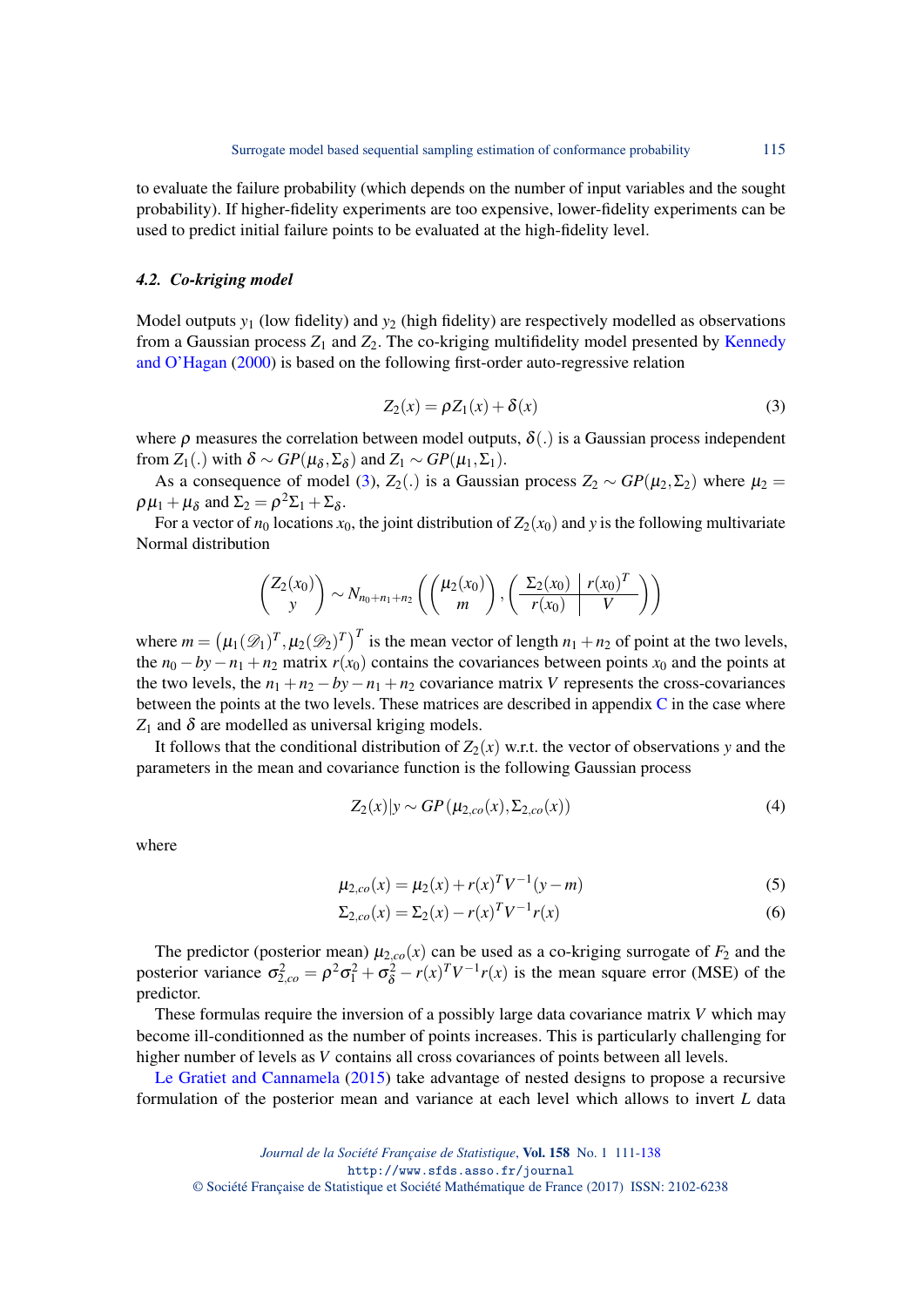to evaluate the failure probability (which depends on the number of input variables and the sought probability). If higher-fidelity experiments are too expensive, lower-fidelity experiments can be used to predict initial failure points to be evaluated at the high-fidelity level.

### *4.2. Co-kriging model*

Model outputs $y_1$ (low fidelity) and $y_2$ (high fidelity) are respectively modelled as observations from a Gaussian process $Z_1$ and $Z_2$. The co-kriging multifidelity model presented by Kennedy and O'Hagan (2000) is based on the following first-order auto-regressive relation

$$Z_2(x) = \rho Z_1(x) + \delta(x) \tag{3}$$

where $\rho$ measures the correlation between model outputs, $\delta(.)$ is a Gaussian process independent from $Z_1(.)$ with $\delta \sim GP(\mu_\delta, \Sigma_\delta)$ and $Z_1 \sim GP(\mu_1, \Sigma_1)$.

As a consequence of model (3), $Z_2(.)$ is a Gaussian process $Z_2 \sim GP(\mu_2, \Sigma_2)$ where $\mu_2 = \rho\mu_1 + \mu_\delta$ and $\Sigma_2 = \rho^2\Sigma_1 + \Sigma_\delta$.

For a vector of $n_0$ locations $x_0$, the joint distribution of $Z_2(x_0)$ and $y$ is the following multivariate Normal distribution

$$\begin{pmatrix} Z_2(x_0) \\ y \end{pmatrix} \sim N_{n_0+n_1+n_2}\left( \begin{pmatrix} \mu_2(x_0) \\ m \end{pmatrix}, \begin{pmatrix} \Sigma_2(x_0) & r(x_0)^T \\ r(x_0) & V \end{pmatrix} \right)$$

where $m = \left(\mu_1(\mathscr{D}_1)^T, \mu_2(\mathscr{D}_2)^T\right)^T$ is the mean vector of length $n_1 + n_2$ of point at the two levels, the $n_0 - by - n_1 + n_2$ matrix $r(x_0)$ contains the covariances between points $x_0$ and the points at the two levels, the $n_1 + n_2 - by - n_1 + n_2$ covariance matrix $V$ represents the cross-covariances between the points at the two levels. These matrices are described in appendix C in the case where $Z_1$ and $\delta$ are modelled as universal kriging models.

It follows that the conditional distribution of $Z_2(x)$ w.r.t. the vector of observations $y$ and the parameters in the mean and covariance function is the following Gaussian process

$$Z_2(x)|y \sim GP\left(\mu_{2,co}(x), \Sigma_{2,co}(x)\right) \tag{4}$$

where

$$\mu_{2,co}(x) = \mu_2(x) + r(x)^T V^{-1}(y - m) \tag{5}$$

$$\Sigma_{2,co}(x) = \Sigma_2(x) - r(x)^T V^{-1} r(x) \tag{6}$$

The predictor (posterior mean) $\mu_{2,co}(x)$ can be used as a co-kriging surrogate of $F_2$ and the posterior variance $\sigma_{2,co}^2 = \rho^2\sigma_1^2 + \sigma_\delta^2 - r(x)^T V^{-1} r(x)$ is the mean square error (MSE) of the predictor.

These formulas require the inversion of a possibly large data covariance matrix $V$ which may become ill-conditionned as the number of points increases. This is particularly challenging for higher number of levels as $V$ contains all cross covariances of points between all levels.

Le Gratiet and Cannamela (2015) take advantage of nested designs to propose a recursive formulation of the posterior mean and variance at each level which allows to invert $L$ data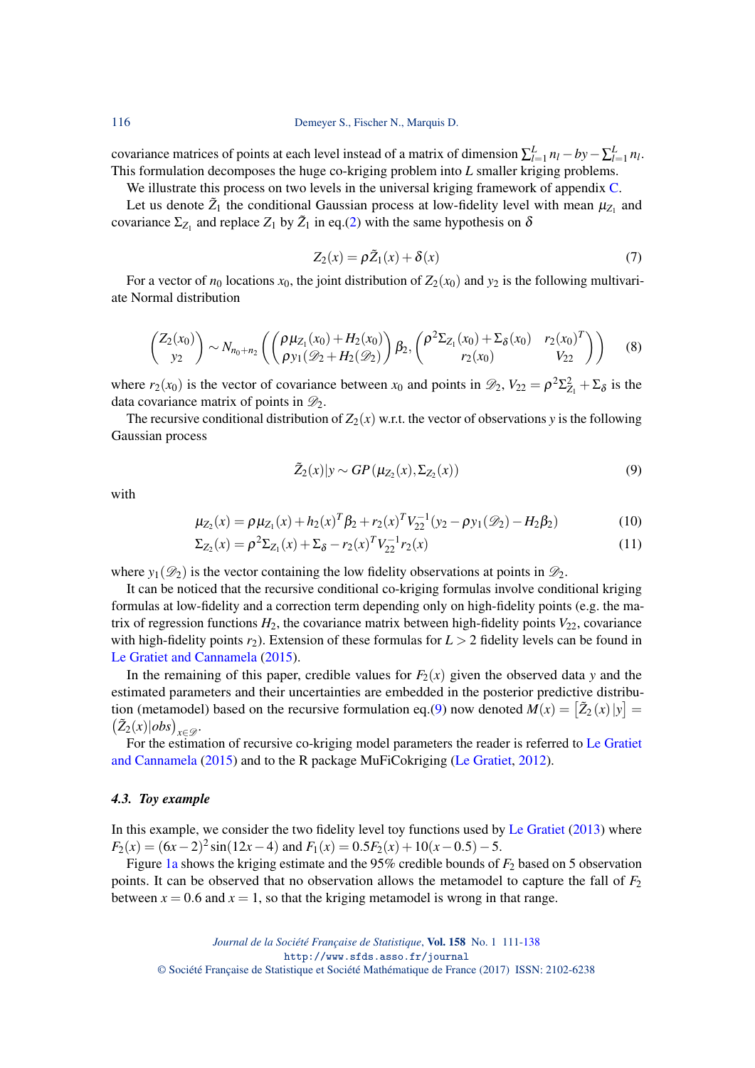covariance matrices of points at each level instead of a matrix of dimension $\sum_{l=1}^{L} n_l - by - \sum_{l=1}^{L} n_l$. This formulation decomposes the huge co-kriging problem into $L$ smaller kriging problems.

We illustrate this process on two levels in the universal kriging framework of appendix C.

Let us denote $\tilde{Z}_1$ the conditional Gaussian process at low-fidelity level with mean $\mu_{Z_1}$ and covariance $\Sigma_{Z_1}$ and replace $Z_1$ by $\tilde{Z}_1$ in eq.(2) with the same hypothesis on $\delta$

$$Z_2(x) = \rho \tilde{Z}_1(x) + \delta(x) \tag{7}$$

For a vector of $n_0$ locations $x_0$, the joint distribution of $Z_2(x_0)$ and $y_2$ is the following multivariate Normal distribution

$$\begin{pmatrix} Z_2(x_0) \\ y_2 \end{pmatrix} \sim N_{n_0+n_2}\left( \begin{pmatrix} \rho\mu_{Z_1}(x_0) + H_2(x_0) \\ \rho y_1(\mathscr{D}_2 + H_2(\mathscr{D}_2)) \end{pmatrix} \beta_2, \begin{pmatrix} \rho^2\Sigma_{Z_1}(x_0) + \Sigma_\delta(x_0) & r_2(x_0)^T \\ r_2(x_0) & V_{22} \end{pmatrix} \right) \tag{8}$$

where $r_2(x_0)$ is the vector of covariance between $x_0$ and points in $\mathscr{D}_2$, $V_{22} = \rho^2\Sigma_{Z_1}^2 + \Sigma_\delta$ is the data covariance matrix of points in $\mathscr{D}_2$.

The recursive conditional distribution of $Z_2(x)$ w.r.t. the vector of observations $y$ is the following Gaussian process

$$\tilde{Z}_2(x)|y \sim GP(\mu_{Z_2}(x), \Sigma_{Z_2}(x)) \tag{9}$$

with

$$\mu_{Z_2}(x) = \rho\mu_{Z_1}(x) + h_2(x)^T\beta_2 + r_2(x)^T V_{22}^{-1}(y_2 - \rho y_1(\mathscr{D}_2) - H_2\beta_2) \tag{10}$$

$$\Sigma_{Z_2}(x) = \rho^2\Sigma_{Z_1}(x) + \Sigma_\delta - r_2(x)^T V_{22}^{-1} r_2(x) \tag{11}$$

where $y_1(\mathscr{D}_2)$ is the vector containing the low fidelity observations at points in $\mathscr{D}_2$.

It can be noticed that the recursive conditional co-kriging formulas involve conditional kriging formulas at low-fidelity and a correction term depending only on high-fidelity points (e.g. the matrix of regression functions $H_2$, the covariance matrix between high-fidelity points $V_{22}$, covariance with high-fidelity points $r_2$). Extension of these formulas for $L > 2$ fidelity levels can be found in Le Gratiet and Cannamela (2015).

In the remaining of this paper, credible values for $F_2(x)$ given the observed data $y$ and the estimated parameters and their uncertainties are embedded in the posterior predictive distribution (metamodel) based on the recursive formulation eq.(9) now denoted $M(x) = \left[\tilde{Z}_2(x)\,|y\right] = \left(\tilde{Z}_2(x)|obs\right)_{x\in\mathscr{D}}$.

For the estimation of recursive co-kriging model parameters the reader is referred to Le Gratiet and Cannamela (2015) and to the R package MuFiCokriging (Le Gratiet, 2012).

### 4.3. *Toy example*

In this example, we consider the two fidelity level toy functions used by Le Gratiet (2013) where $F_2(x) = (6x-2)^2\sin(12x-4)$ and $F_1(x) = 0.5F_2(x) + 10(x-0.5) - 5$.

Figure 1a shows the kriging estimate and the 95% credible bounds of $F_2$ based on 5 observation points. It can be observed that no observation allows the metamodel to capture the fall of $F_2$ between $x = 0.6$ and $x = 1$, so that the kriging metamodel is wrong in that range.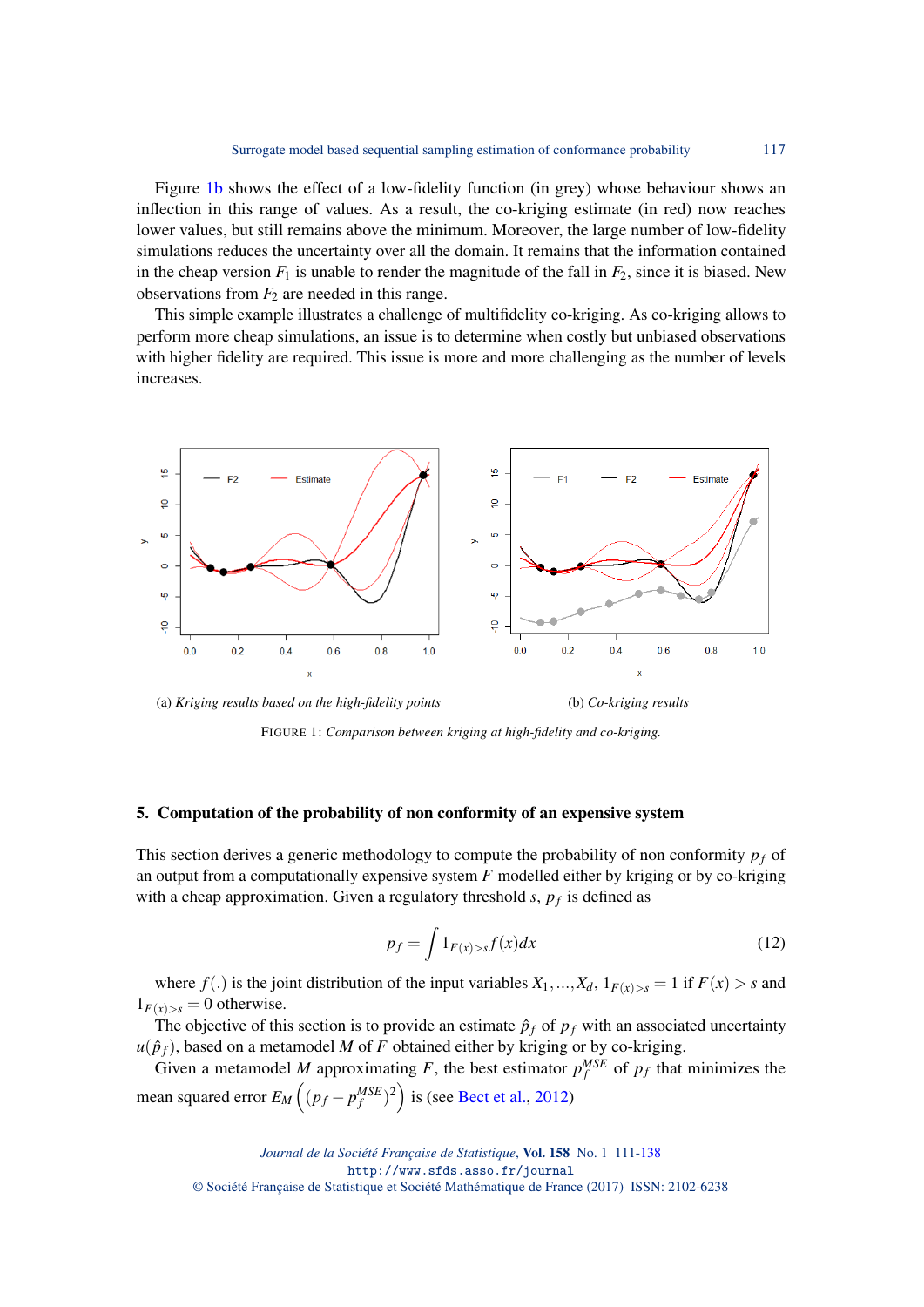Figure 1b shows the effect of a low-fidelity function (in grey) whose behaviour shows an inflection in this range of values. As a result, the co-kriging estimate (in red) now reaches lower values, but still remains above the minimum. Moreover, the large number of low-fidelity simulations reduces the uncertainty over all the domain. It remains that the information contained in the cheap version $F_1$ is unable to render the magnitude of the fall in $F_2$, since it is biased. New observations from $F_2$ are needed in this range.

This simple example illustrates a challenge of multifidelity co-kriging. As co-kriging allows to perform more cheap simulations, an issue is to determine when costly but unbiased observations with higher fidelity are required. This issue is more and more challenging as the number of levels increases.

(a) *Kriging results based on the high-fidelity points*

(b) *Co-kriging results*

FIGURE 1: *Comparison between kriging at high-fidelity and co-kriging.*

## 5. Computation of the probability of non conformity of an expensive system

This section derives a generic methodology to compute the probability of non conformity $p_f$ of an output from a computationally expensive system $F$ modelled either by kriging or by co-kriging with a cheap approximation. Given a regulatory threshold $s$, $p_f$ is defined as

$$p_f = \int 1_{F(x)>s} f(x) dx \tag{12}$$

where $f(.)$ is the joint distribution of the input variables $X_1, \ldots, X_d$, $1_{F(x)>s} = 1$ if $F(x) > s$ and $1_{F(x)>s} = 0$ otherwise.

The objective of this section is to provide an estimate $\hat{p}_f$ of $p_f$ with an associated uncertainty $u(\hat{p}_f)$, based on a metamodel $M$ of $F$ obtained either by kriging or by co-kriging.

Given a metamodel $M$ approximating $F$, the best estimator $p_f^{MSE}$ of $p_f$ that minimizes the mean squared error $E_M\left((p_f - p_f^{MSE})^2\right)$ is (see Bect et al., 2012)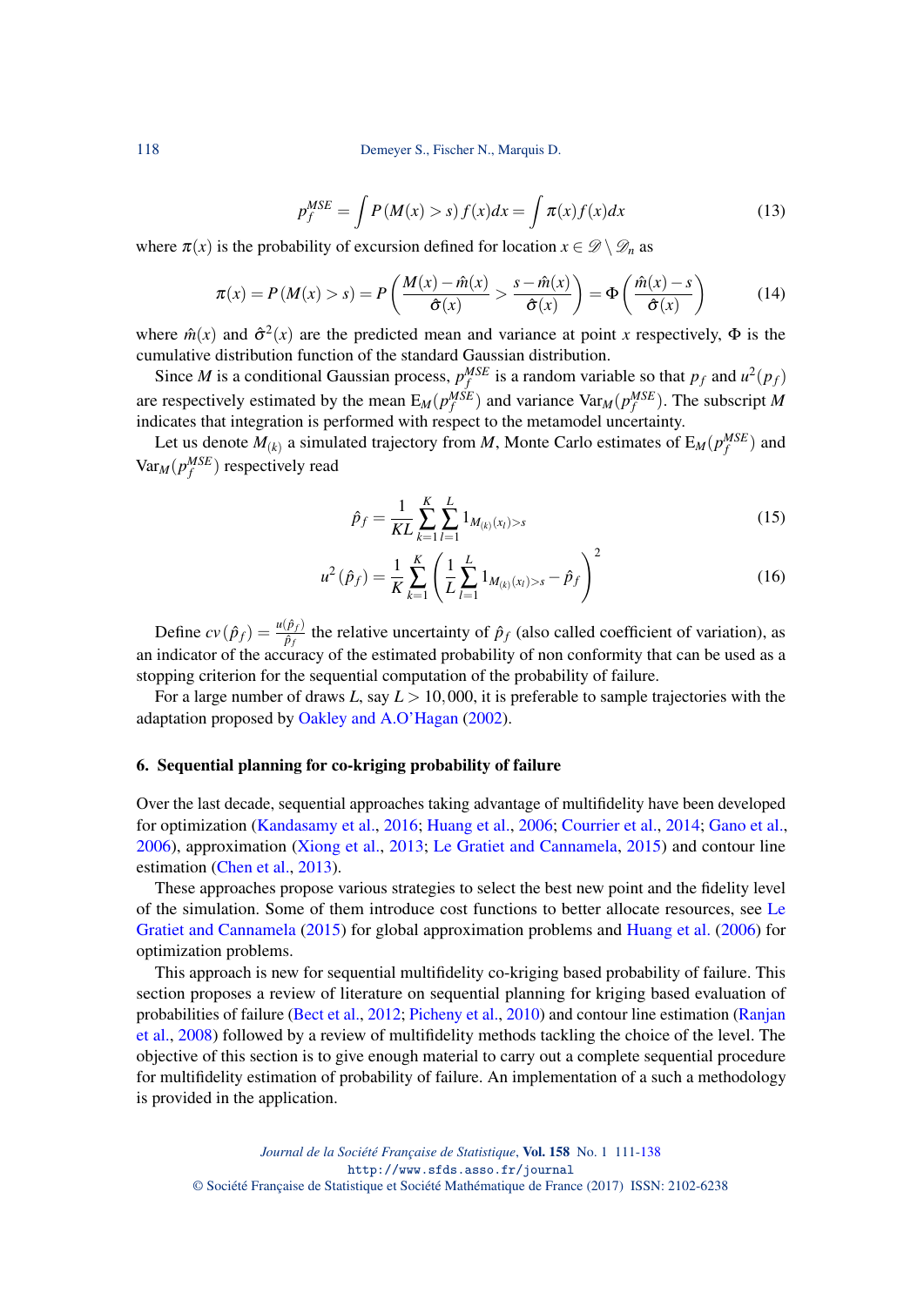$$p_f^{MSE} = \int P(M(x) > s) f(x) dx = \int \pi(x) f(x) dx \tag{13}$$

where $\pi(x)$ is the probability of excursion defined for location $x \in \mathscr{D} \setminus \mathscr{D}_n$ as

$$\pi(x) = P(M(x) > s) = P\left(\frac{M(x) - \hat{m}(x)}{\hat{\sigma}(x)} > \frac{s - \hat{m}(x)}{\hat{\sigma}(x)}\right) = \Phi\left(\frac{\hat{m}(x) - s}{\hat{\sigma}(x)}\right) \tag{14}$$

where $\hat{m}(x)$ and $\hat{\sigma}^2(x)$ are the predicted mean and variance at point $x$ respectively, $\Phi$ is the cumulative distribution function of the standard Gaussian distribution.

Since $M$ is a conditional Gaussian process, $p_f^{MSE}$ is a random variable so that $p_f$ and $u^2(p_f)$ are respectively estimated by the mean $\mathrm{E}_M(p_f^{MSE})$ and variance $\mathrm{Var}_M(p_f^{MSE})$. The subscript $M$ indicates that integration is performed with respect to the metamodel uncertainty.

Let us denote $M_{(k)}$ a simulated trajectory from $M$, Monte Carlo estimates of $\mathrm{E}_M(p_f^{MSE})$ and $\mathrm{Var}_M(p_f^{MSE})$ respectively read

$$\hat{p}_f = \frac{1}{KL} \sum_{k=1}^{K} \sum_{l=1}^{L} 1_{M_{(k)}(x_l) > s} \tag{15}$$

$$u^2(\hat{p}_f) = \frac{1}{K} \sum_{k=1}^{K} \left( \frac{1}{L} \sum_{l=1}^{L} 1_{M_{(k)}(x_l) > s} - \hat{p}_f \right)^2 \tag{16}$$

Define $cv(\hat{p}_f) = \frac{u(\hat{p}_f)}{\hat{p}_f}$ the relative uncertainty of $\hat{p}_f$ (also called coefficient of variation), as an indicator of the accuracy of the estimated probability of non conformity that can be used as a stopping criterion for the sequential computation of the probability of failure.

For a large number of draws $L$, say $L > 10,000$, it is preferable to sample trajectories with the adaptation proposed by Oakley and A.O'Hagan (2002).

## 6. Sequential planning for co-kriging probability of failure

Over the last decade, sequential approaches taking advantage of multifidelity have been developed for optimization (Kandasamy et al., 2016; Huang et al., 2006; Courrier et al., 2014; Gano et al., 2006), approximation (Xiong et al., 2013; Le Gratiet and Cannamela, 2015) and contour line estimation (Chen et al., 2013).

These approaches propose various strategies to select the best new point and the fidelity level of the simulation. Some of them introduce cost functions to better allocate resources, see Le Gratiet and Cannamela (2015) for global approximation problems and Huang et al. (2006) for optimization problems.

This approach is new for sequential multifidelity co-kriging based probability of failure. This section proposes a review of literature on sequential planning for kriging based evaluation of probabilities of failure (Bect et al., 2012; Picheny et al., 2010) and contour line estimation (Ranjan et al., 2008) followed by a review of multifidelity methods tackling the choice of the level. The objective of this section is to give enough material to carry out a complete sequential procedure for multifidelity estimation of probability of failure. An implementation of a such a methodology is provided in the application.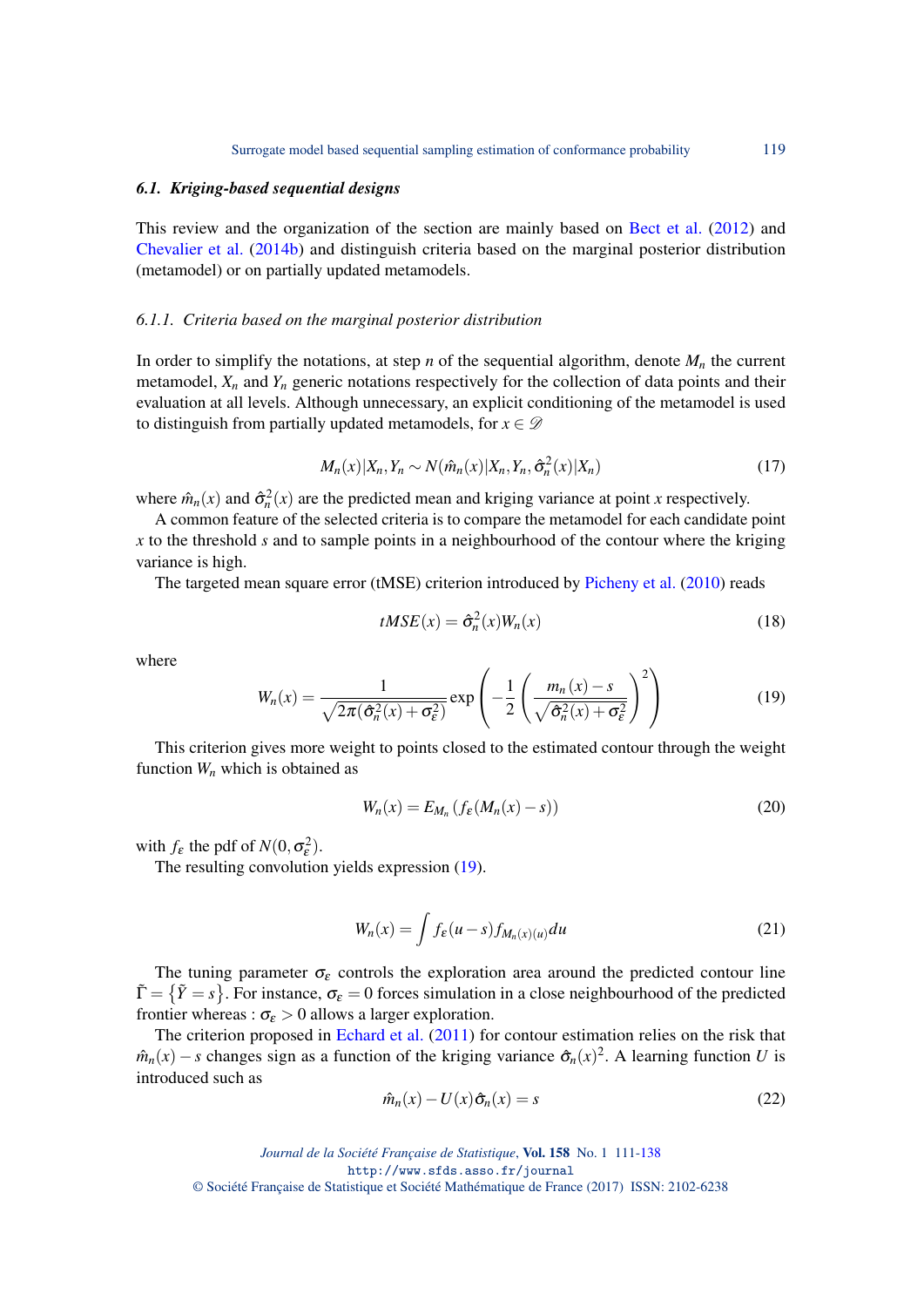### 6.1. *Kriging-based sequential designs*

This review and the organization of the section are mainly based on Bect et al. (2012) and Chevalier et al. (2014b) and distinguish criteria based on the marginal posterior distribution (metamodel) or on partially updated metamodels.

#### 6.1.1. *Criteria based on the marginal posterior distribution*

In order to simplify the notations, at step $n$ of the sequential algorithm, denote $M_n$ the current metamodel, $X_n$ and $Y_n$ generic notations respectively for the collection of data points and their evaluation at all levels. Although unnecessary, an explicit conditioning of the metamodel is used to distinguish from partially updated metamodels, for $x \in \mathscr{D}$

$$M_n(x)|X_n, Y_n \sim N(\hat{m}_n(x)|X_n, Y_n, \hat{\sigma}_n^2(x)|X_n) \tag{17}$$

where $\hat{m}_n(x)$ and $\hat{\sigma}_n^2(x)$ are the predicted mean and kriging variance at point $x$ respectively.

A common feature of the selected criteria is to compare the metamodel for each candidate point $x$ to the threshold $s$ and to sample points in a neighbourhood of the contour where the kriging variance is high.

The targeted mean square error (tMSE) criterion introduced by Picheny et al. (2010) reads

$$tMSE(x) = \hat{\sigma}_n^2(x) W_n(x) \tag{18}$$

where

$$W_n(x) = \frac{1}{\sqrt{2\pi(\hat{\sigma}_n^2(x) + \sigma_\varepsilon^2)}} \exp\left(-\frac{1}{2}\left(\frac{m_n(x) - s}{\sqrt{\hat{\sigma}_n^2(x) + \sigma_\varepsilon^2}}\right)^2\right) \tag{19}$$

This criterion gives more weight to points closed to the estimated contour through the weight function $W_n$ which is obtained as

$$W_n(x) = E_{M_n}\left(f_\varepsilon(M_n(x) - s)\right) \tag{20}$$

with $f_\varepsilon$ the pdf of $N(0, \sigma_\varepsilon^2)$.

The resulting convolution yields expression (19).

$$W_n(x) = \int f_\varepsilon(u - s) f_{M_n(x)(u)} du \tag{21}$$

The tuning parameter $\sigma_\varepsilon$ controls the exploration area around the predicted contour line $\tilde{\Gamma} = \{\tilde{Y} = s\}$. For instance, $\sigma_\varepsilon = 0$ forces simulation in a close neighbourhood of the predicted frontier whereas : $\sigma_\varepsilon > 0$ allows a larger exploration.

The criterion proposed in Echard et al. (2011) for contour estimation relies on the risk that $\hat{m}_n(x) - s$ changes sign as a function of the kriging variance $\hat{\sigma}_n(x)^2$. A learning function $U$ is introduced such as

$$\hat{m}_n(x) - U(x)\hat{\sigma}_n(x) = s \tag{22}$$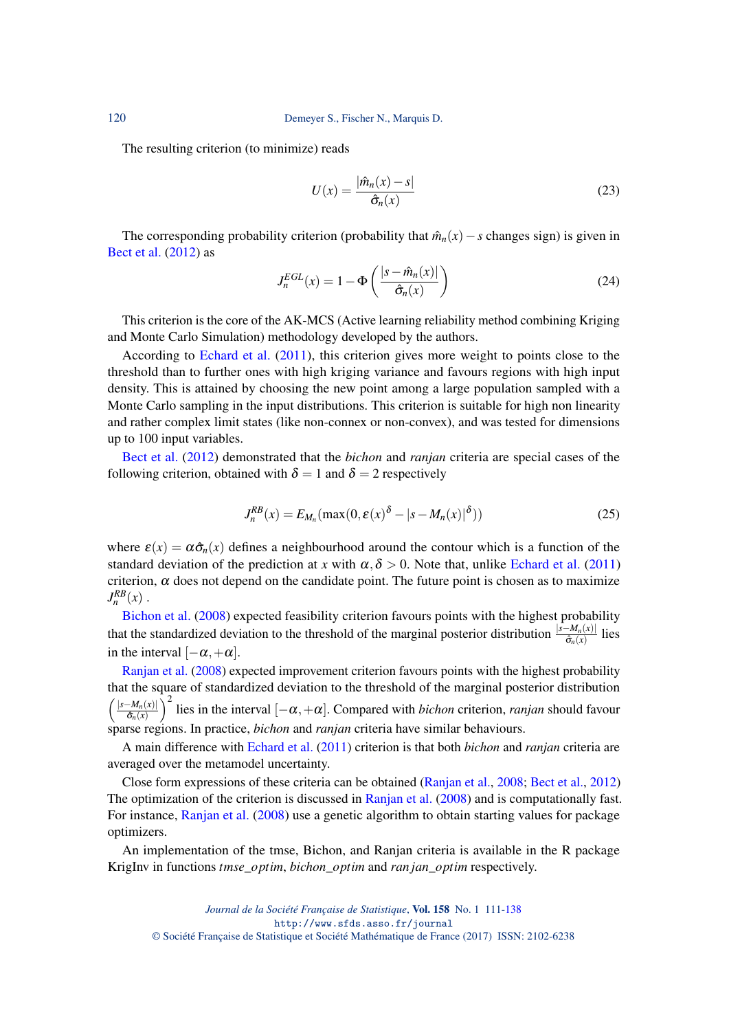The resulting criterion (to minimize) reads

$$U(x) = \frac{|\hat{m}_n(x) - s|}{\hat{\sigma}_n(x)} \tag{23}$$

The corresponding probability criterion (probability that $\hat{m}_n(x) - s$ changes sign) is given in Bect et al. (2012) as

$$J_n^{EGL}(x) = 1 - \Phi\left(\frac{|s - \hat{m}_n(x)|}{\hat{\sigma}_n(x)}\right) \tag{24}$$

This criterion is the core of the AK-MCS (Active learning reliability method combining Kriging and Monte Carlo Simulation) methodology developed by the authors.

According to Echard et al. (2011), this criterion gives more weight to points close to the threshold than to further ones with high kriging variance and favours regions with high input density. This is attained by choosing the new point among a large population sampled with a Monte Carlo sampling in the input distributions. This criterion is suitable for high non linearity and rather complex limit states (like non-connex or non-convex), and was tested for dimensions up to 100 input variables.

Bect et al. (2012) demonstrated that the *bichon* and *ranjan* criteria are special cases of the following criterion, obtained with $\delta = 1$ and $\delta = 2$ respectively

$$J_n^{RB}(x) = E_{M_n}(\max(0, \varepsilon(x)^{\delta} - |s - M_n(x)|^{\delta})) \tag{25}$$

where $\varepsilon(x) = \alpha\hat{\sigma}_n(x)$ defines a neighbourhood around the contour which is a function of the standard deviation of the prediction at $x$ with $\alpha, \delta > 0$. Note that, unlike Echard et al. (2011) criterion, $\alpha$ does not depend on the candidate point. The future point is chosen as to maximize $J_n^{RB}(x)$ .

Bichon et al. (2008) expected feasibility criterion favours points with the highest probability that the standardized deviation to the threshold of the marginal posterior distribution $\frac{|s - M_n(x)|}{\hat{\sigma}_n(x)}$ lies in the interval $[-\alpha, +\alpha]$.

Ranjan et al. (2008) expected improvement criterion favours points with the highest probability that the square of standardized deviation to the threshold of the marginal posterior distribution $\left(\frac{|s - M_n(x)|}{\hat{\sigma}_n(x)}\right)^2$ lies in the interval $[-\alpha, +\alpha]$. Compared with *bichon* criterion, *ranjan* should favour sparse regions. In practice, *bichon* and *ranjan* criteria have similar behaviours.

A main difference with Echard et al. (2011) criterion is that both *bichon* and *ranjan* criteria are averaged over the metamodel uncertainty.

Close form expressions of these criteria can be obtained (Ranjan et al., 2008; Bect et al., 2012) The optimization of the criterion is discussed in Ranjan et al. (2008) and is computationally fast. For instance, Ranjan et al. (2008) use a genetic algorithm to obtain starting values for package optimizers.

An implementation of the tmse, Bichon, and Ranjan criteria is available in the R package KrigInv in functions *tmse_optim*, *bichon_optim* and *ranjan_optim* respectively.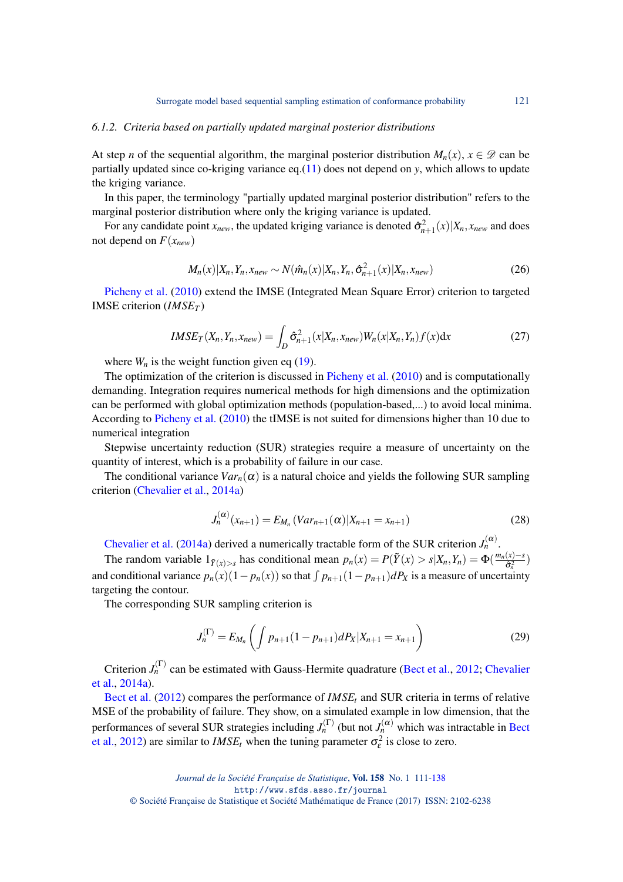### 6.1.2. Criteria based on partially updated marginal posterior distributions

At step $n$ of the sequential algorithm, the marginal posterior distribution $M_n(x)$, $x \in \mathscr{D}$ can be partially updated since co-kriging variance eq.(11) does not depend on $y$, which allows to update the kriging variance.

In this paper, the terminology "partially updated marginal posterior distribution" refers to the marginal posterior distribution where only the kriging variance is updated.

For any candidate point $x_{new}$, the updated kriging variance is denoted $\hat{\sigma}^2_{n+1}(x)|X_n, x_{new}$ and does not depend on $F(x_{new})$

$$M_n(x)|X_n, Y_n, x_{new} \sim N(\hat{m}_n(x)|X_n, Y_n, \hat{\sigma}^2_{n+1}(x)|X_n, x_{new}) \tag{26}$$

Picheny et al. (2010) extend the IMSE (Integrated Mean Square Error) criterion to targeted IMSE criterion ($IMSE_T$)

$$IMSE_T(X_n, Y_n, x_{new}) = \int_D \hat{\sigma}^2_{n+1}(x|X_n, x_{new}) W_n(x|X_n, Y_n) f(x) \mathrm{d}x \tag{27}$$

where $W_n$ is the weight function given eq (19).

The optimization of the criterion is discussed in Picheny et al. (2010) and is computationally demanding. Integration requires numerical methods for high dimensions and the optimization can be performed with global optimization methods (population-based,...) to avoid local minima. According to Picheny et al. (2010) the tIMSE is not suited for dimensions higher than 10 due to numerical integration

Stepwise uncertainty reduction (SUR) strategies require a measure of uncertainty on the quantity of interest, which is a probability of failure in our case.

The conditional variance $Var_n(\alpha)$ is a natural choice and yields the following SUR sampling criterion (Chevalier et al., 2014a)

$$J_n^{(\alpha)}(x_{n+1}) = E_{M_n}(Var_{n+1}(\alpha)|X_{n+1} = x_{n+1}) \tag{28}$$

Chevalier et al. (2014a) derived a numerically tractable form of the SUR criterion $J_n^{(\alpha)}$.

The random variable $1_{\tilde{Y}(x)>s}$ has conditional mean $p_n(x) = P(\tilde{Y}(x) > s|X_n, Y_n) = \Phi(\frac{m_n(x)-s}{\hat{\sigma}_n^2})$ and conditional variance $p_n(x)(1-p_n(x))$ so that $\int p_{n+1}(1-p_{n+1})dP_X$ is a measure of uncertainty targeting the contour.

The corresponding SUR sampling criterion is

$$J_n^{(\Gamma)} = E_{M_n}\left(\int p_{n+1}(1-p_{n+1})dP_X | X_{n+1} = x_{n+1}\right) \tag{29}$$

Criterion $J_n^{(\Gamma)}$ can be estimated with Gauss-Hermite quadrature (Bect et al., 2012; Chevalier et al., 2014a).

Bect et al. (2012) compares the performance of $IMSE_t$ and SUR criteria in terms of relative MSE of the probability of failure. They show, on a simulated example in low dimension, that the performances of several SUR strategies including $J_n^{(\Gamma)}$ (but not $J_n^{(\alpha)}$ which was intractable in Bect et al., 2012) are similar to $IMSE_t$ when the tuning parameter $\sigma_\varepsilon^2$ is close to zero.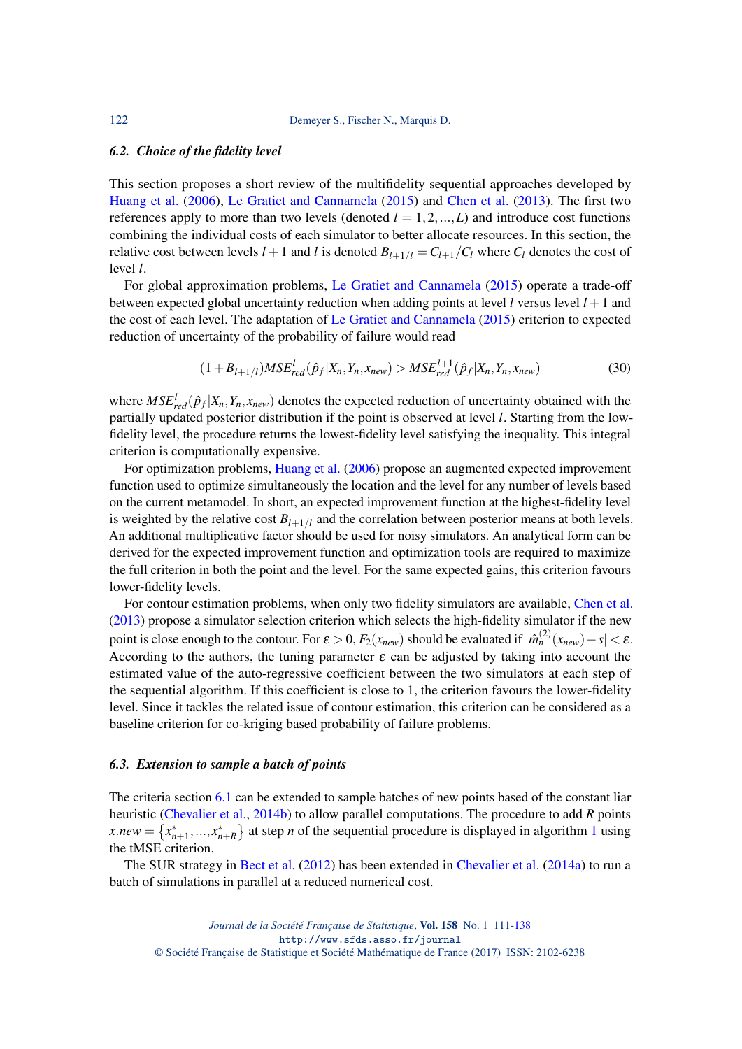### 6.2. *Choice of the fidelity level*

This section proposes a short review of the multifidelity sequential approaches developed by Huang et al. (2006), Le Gratiet and Cannamela (2015) and Chen et al. (2013). The first two references apply to more than two levels (denoted $l = 1, 2, ..., L$) and introduce cost functions combining the individual costs of each simulator to better allocate resources. In this section, the relative cost between levels $l+1$ and $l$ is denoted $B_{l+1/l} = C_{l+1}/C_l$ where $C_l$ denotes the cost of level $l$.

For global approximation problems, Le Gratiet and Cannamela (2015) operate a trade-off between expected global uncertainty reduction when adding points at level $l$ versus level $l+1$ and the cost of each level. The adaptation of Le Gratiet and Cannamela (2015) criterion to expected reduction of uncertainty of the probability of failure would read

$$(1 + B_{l+1/l}) MSE^l_{red}(\hat{p}_f | X_n, Y_n, x_{new}) > MSE^{l+1}_{red}(\hat{p}_f | X_n, Y_n, x_{new}) \tag{30}$$

where $MSE^l_{red}(\hat{p}_f | X_n, Y_n, x_{new})$ denotes the expected reduction of uncertainty obtained with the partially updated posterior distribution if the point is observed at level $l$. Starting from the low-fidelity level, the procedure returns the lowest-fidelity level satisfying the inequality. This integral criterion is computationally expensive.

For optimization problems, Huang et al. (2006) propose an augmented expected improvement function used to optimize simultaneously the location and the level for any number of levels based on the current metamodel. In short, an expected improvement function at the highest-fidelity level is weighted by the relative cost $B_{l+1/l}$ and the correlation between posterior means at both levels. An additional multiplicative factor should be used for noisy simulators. An analytical form can be derived for the expected improvement function and optimization tools are required to maximize the full criterion in both the point and the level. For the same expected gains, this criterion favours lower-fidelity levels.

For contour estimation problems, when only two fidelity simulators are available, Chen et al. (2013) propose a simulator selection criterion which selects the high-fidelity simulator if the new point is close enough to the contour. For $\varepsilon > 0$, $F_2(x_{new})$ should be evaluated if $|\hat{m}^{(2)}_n(x_{new}) - s| < \varepsilon$. According to the authors, the tuning parameter $\varepsilon$ can be adjusted by taking into account the estimated value of the auto-regressive coefficient between the two simulators at each step of the sequential algorithm. If this coefficient is close to 1, the criterion favours the lower-fidelity level. Since it tackles the related issue of contour estimation, this criterion can be considered as a baseline criterion for co-kriging based probability of failure problems.

### 6.3. *Extension to sample a batch of points*

The criteria section 6.1 can be extended to sample batches of new points based of the constant liar heuristic (Chevalier et al., 2014b) to allow parallel computations. The procedure to add $R$ points $x.new = \{x^*_{n+1}, ..., x^*_{n+R}\}$ at step $n$ of the sequential procedure is displayed in algorithm 1 using the tMSE criterion.

The SUR strategy in Bect et al. (2012) has been extended in Chevalier et al. (2014a) to run a batch of simulations in parallel at a reduced numerical cost.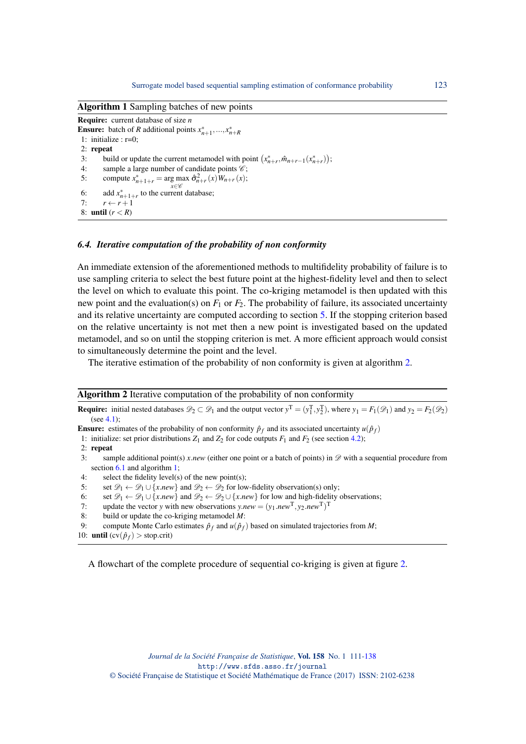**Algorithm 1** Sampling batches of new points

**Require:** current database of size $n$

**Ensure:** batch of $R$ additional points $x^*_{n+1}, \ldots, x^*_{n+R}$

1: initialize : r=0;
2: **repeat**
3: build or update the current metamodel with point $\left(x^*_{n+r}, \hat{m}_{n+r-1}(x^*_{n+r})\right)$;
4: sample a large number of candidate points $\mathscr{C}$;
5: compute $x^*_{n+1+r} = \arg\max_{x \in \mathscr{C}} \hat{\sigma}^2_{n+r}(x) W_{n+r}(x)$;
6: add $x^*_{n+1+r}$ to the current database;
7: $r \leftarrow r+1$
8: **until** $(r < R)$

### 6.4. *Iterative computation of the probability of non conformity*

An immediate extension of the aforementioned methods to multifidelity probability of failure is to use sampling criteria to select the best future point at the highest-fidelity level and then to select the level on which to evaluate this point. The co-kriging metamodel is then updated with this new point and the evaluation(s) on $F_1$ or $F_2$. The probability of failure, its associated uncertainty and its relative uncertainty are computed according to section 5. If the stopping criterion based on the relative uncertainty is not met then a new point is investigated based on the updated metamodel, and so on until the stopping criterion is met. A more efficient approach would consist to simultaneously determine the point and the level.

The iterative estimation of the probability of non conformity is given at algorithm 2.

**Algorithm 2** Iterative computation of the probability of non conformity

**Require:** initial nested databases $\mathscr{D}_2 \subset \mathscr{D}_1$ and the output vector $y^{\mathrm{T}} = (y_1^{\mathrm{T}}, y_2^{\mathrm{T}})$, where $y_1 = F_1(\mathscr{D}_1)$ and $y_2 = F_2(\mathscr{D}_2)$ (see 4.1);

**Ensure:** estimates of the probability of non conformity $\hat{p}_f$ and its associated uncertainty $u(\hat{p}_f)$

1: initialize: set prior distributions $Z_1$ and $Z_2$ for code outputs $F_1$ and $F_2$ (see section 4.2);
2: **repeat**
3: sample additional point(s) $x.new$ (either one point or a batch of points) in $\mathscr{D}$ with a sequential procedure from section 6.1 and algorithm 1;
4: select the fidelity level(s) of the new point(s);
5: set $\mathscr{D}_1 \leftarrow \mathscr{D}_1 \cup \{x.new\}$ and $\mathscr{D}_2 \leftarrow \mathscr{D}_2$ for low-fidelity observation(s) only;
6: set $\mathscr{D}_1 \leftarrow \mathscr{D}_1 \cup \{x.new\}$ and $\mathscr{D}_2 \leftarrow \mathscr{D}_2 \cup \{x.new\}$ for low and high-fidelity observations;
7: update the vector $y$ with new observations $y.new = (y_1.new^{\mathrm{T}}, y_2.new^{\mathrm{T}})^{\mathrm{T}}$
8: build or update the co-kriging metamodel $M$:
9: compute Monte Carlo estimates $\hat{p}_f$ and $u(\hat{p}_f)$ based on simulated trajectories from $M$;
10: **until** $(\mathrm{cv}(\hat{p}_f) > \text{stop.crit})$

A flowchart of the complete procedure of sequential co-kriging is given at figure 2.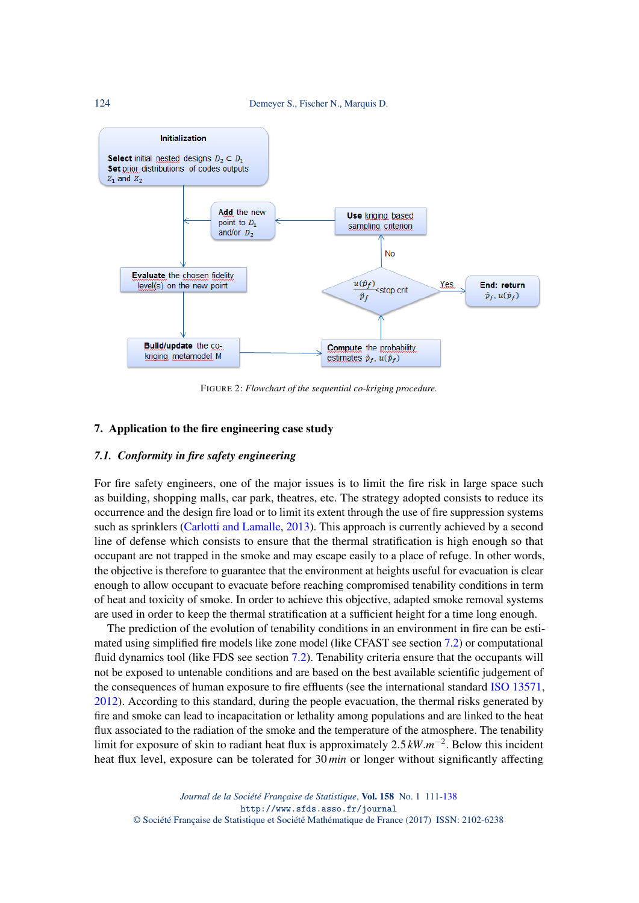FIGURE 2: *Flowchart of the sequential co-kriging procedure.*

## 7. Application to the fire engineering case study

### 7.1. Conformity in fire safety engineering

For fire safety engineers, one of the major issues is to limit the fire risk in large space such as building, shopping malls, car park, theatres, etc. The strategy adopted consists to reduce its occurrence and the design fire load or to limit its extent through the use of fire suppression systems such as sprinklers (Carlotti and Lamalle, 2013). This approach is currently achieved by a second line of defense which consists to ensure that the thermal stratification is high enough so that occupant are not trapped in the smoke and may escape easily to a place of refuge. In other words, the objective is therefore to guarantee that the environment at heights useful for evacuation is clear enough to allow occupant to evacuate before reaching compromised tenability conditions in term of heat and toxicity of smoke. In order to achieve this objective, adapted smoke removal systems are used in order to keep the thermal stratification at a sufficient height for a time long enough.

The prediction of the evolution of tenability conditions in an environment in fire can be estimated using simplified fire models like zone model (like CFAST see section 7.2) or computational fluid dynamics tool (like FDS see section 7.2). Tenability criteria ensure that the occupants will not be exposed to untenable conditions and are based on the best available scientific judgement of the consequences of human exposure to fire effluents (see the international standard ISO 13571, 2012). According to this standard, during the people evacuation, the thermal risks generated by fire and smoke can lead to incapacitation or lethality among populations and are linked to the heat flux associated to the radiation of the smoke and the temperature of the atmosphere. The tenability limit for exposure of skin to radiant heat flux is approximately $2.5\,kW.m^{-2}$. Below this incident heat flux level, exposure can be tolerated for $30\,min$ or longer without significantly affecting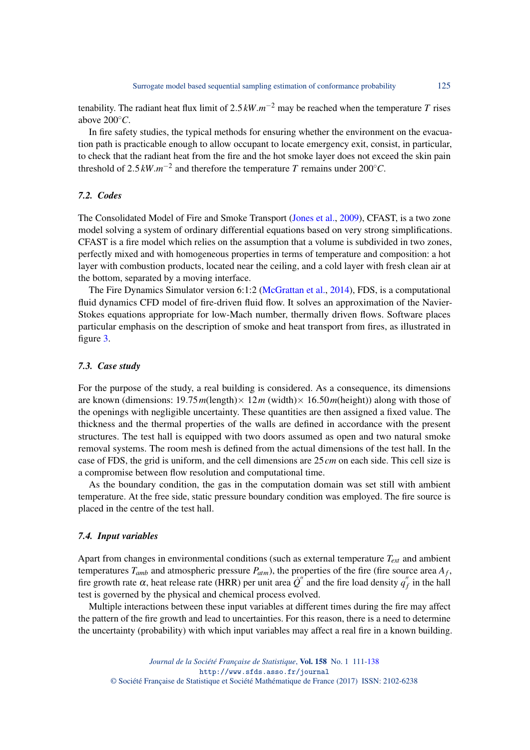tenability. The radiant heat flux limit of $2.5\,kW.m^{-2}$ may be reached when the temperature $T$ rises above $200°C$.

In fire safety studies, the typical methods for ensuring whether the environment on the evacuation path is practicable enough to allow occupant to locate emergency exit, consist, in particular, to check that the radiant heat from the fire and the hot smoke layer does not exceed the skin pain threshold of $2.5\,kW.m^{-2}$ and therefore the temperature $T$ remains under $200°C$.

### 7.2. Codes

The Consolidated Model of Fire and Smoke Transport (Jones et al., 2009), CFAST, is a two zone model solving a system of ordinary differential equations based on very strong simplifications. CFAST is a fire model which relies on the assumption that a volume is subdivided in two zones, perfectly mixed and with homogeneous properties in terms of temperature and composition: a hot layer with combustion products, located near the ceiling, and a cold layer with fresh clean air at the bottom, separated by a moving interface.

The Fire Dynamics Simulator version 6:1:2 (McGrattan et al., 2014), FDS, is a computational fluid dynamics CFD model of fire-driven fluid flow. It solves an approximation of the Navier-Stokes equations appropriate for low-Mach number, thermally driven flows. Software places particular emphasis on the description of smoke and heat transport from fires, as illustrated in figure 3.

### 7.3. Case study

For the purpose of the study, a real building is considered. As a consequence, its dimensions are known (dimensions: $19.75\,m$(length)$\times$ $12\,m$ (width)$\times$ $16.50\,m$(height)) along with those of the openings with negligible uncertainty. These quantities are then assigned a fixed value. The thickness and the thermal properties of the walls are defined in accordance with the present structures. The test hall is equipped with two doors assumed as open and two natural smoke removal systems. The room mesh is defined from the actual dimensions of the test hall. In the case of FDS, the grid is uniform, and the cell dimensions are $25\,cm$ on each side. This cell size is a compromise between flow resolution and computational time.

As the boundary condition, the gas in the computation domain was set still with ambient temperature. At the free side, static pressure boundary condition was employed. The fire source is placed in the centre of the test hall.

### 7.4. Input variables

Apart from changes in environmental conditions (such as external temperature $T_{ext}$ and ambient temperatures $T_{amb}$ and atmospheric pressure $P_{atm}$), the properties of the fire (fire source area $A_f$, fire growth rate $\alpha$, heat release rate (HRR) per unit area $\dot{Q}''$ and the fire load density $q_f''$ in the hall test is governed by the physical and chemical process evolved.

Multiple interactions between these input variables at different times during the fire may affect the pattern of the fire growth and lead to uncertainties. For this reason, there is a need to determine the uncertainty (probability) with which input variables may affect a real fire in a known building.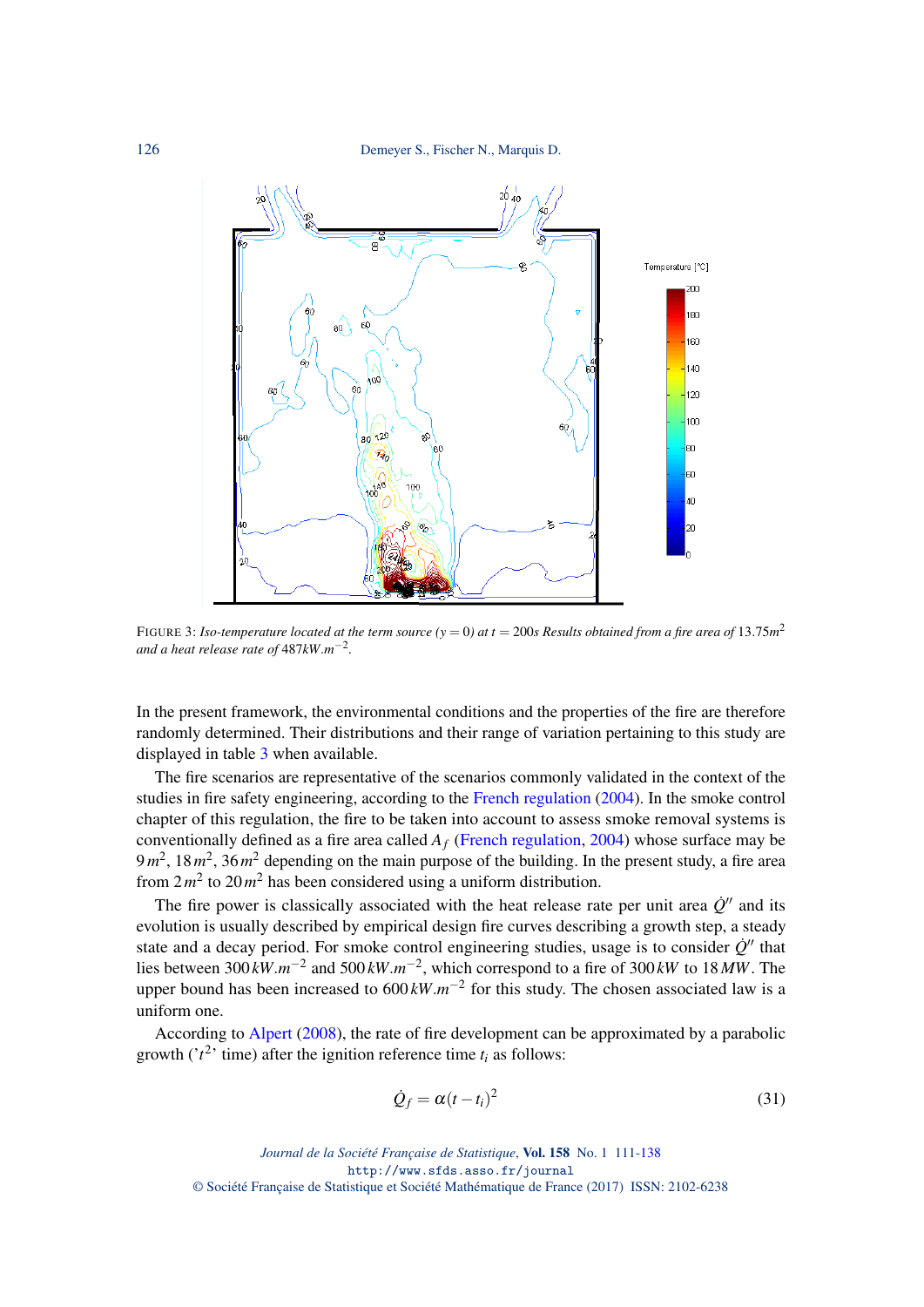FIGURE 3: *Iso-temperature located at the term source ($y = 0$) at $t = 200s$ Results obtained from a fire area of* $13.75m^2$ *and a heat release rate of* $487kW.m^{-2}$.

In the present framework, the environmental conditions and the properties of the fire are therefore randomly determined. Their distributions and their range of variation pertaining to this study are displayed in table 3 when available.

The fire scenarios are representative of the scenarios commonly validated in the context of the studies in fire safety engineering, according to the French regulation (2004). In the smoke control chapter of this regulation, the fire to be taken into account to assess smoke removal systems is conventionally defined as a fire area called $A_f$ (French regulation, 2004) whose surface may be $9\,m^2$, $18\,m^2$, $36\,m^2$ depending on the main purpose of the building. In the present study, a fire area from $2\,m^2$ to $20\,m^2$ has been considered using a uniform distribution.

The fire power is classically associated with the heat release rate per unit area $\dot{Q}''$ and its evolution is usually described by empirical design fire curves describing a growth step, a steady state and a decay period. For smoke control engineering studies, usage is to consider $\dot{Q}''$ that lies between $300\,kW.m^{-2}$ and $500\,kW.m^{-2}$, which correspond to a fire of $300\,kW$ to $18\,MW$. The upper bound has been increased to $600\,kW.m^{-2}$ for this study. The chosen associated law is a uniform one.

According to Alpert (2008), the rate of fire development can be approximated by a parabolic growth ('$t^2$' time) after the ignition reference time $t_i$ as follows:

$$\dot{Q}_f = \alpha(t - t_i)^2 \tag{31}$$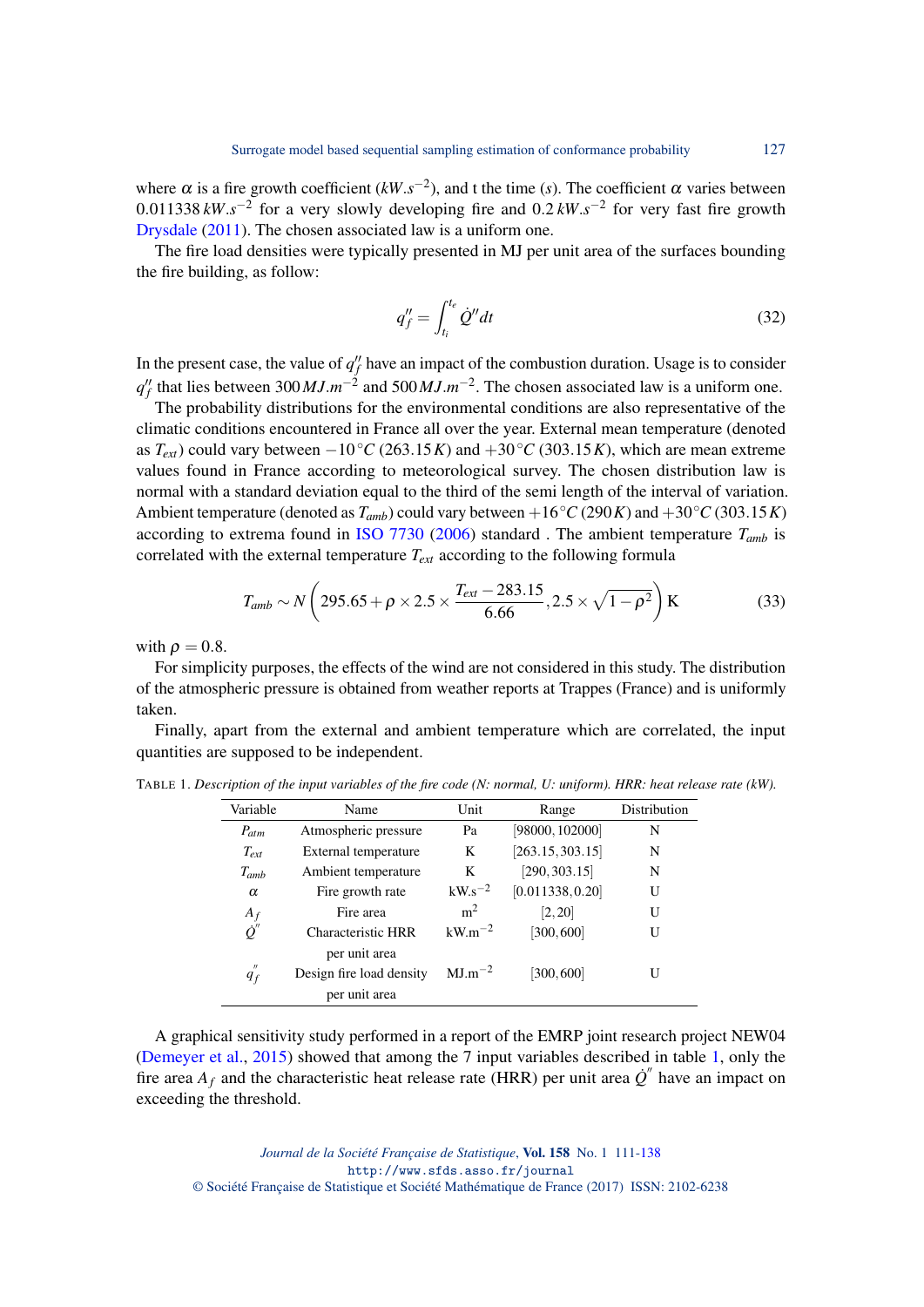where $\alpha$ is a fire growth coefficient ($kW.s^{-2}$), and t the time ($s$). The coefficient $\alpha$ varies between $0.011338\,kW.s^{-2}$ for a very slowly developing fire and $0.2\,kW.s^{-2}$ for very fast fire growth Drysdale (2011). The chosen associated law is a uniform one.

The fire load densities were typically presented in MJ per unit area of the surfaces bounding the fire building, as follow:

$$q''_f = \int_{t_i}^{t_e} \dot{Q}'' dt \tag{32}$$

In the present case, the value of $q''_f$ have an impact of the combustion duration. Usage is to consider $q''_f$ that lies between $300\,MJ.m^{-2}$ and $500\,MJ.m^{-2}$. The chosen associated law is a uniform one.

The probability distributions for the environmental conditions are also representative of the climatic conditions encountered in France all over the year. External mean temperature (denoted as $T_{ext}$) could vary between $-10\,^{\circ}C$ ($263.15\,K$) and $+30\,^{\circ}C$ ($303.15\,K$), which are mean extreme values found in France according to meteorological survey. The chosen distribution law is normal with a standard deviation equal to the third of the semi length of the interval of variation. Ambient temperature (denoted as $T_{amb}$) could vary between $+16\,^{\circ}C$ ($290\,K$) and $+30\,^{\circ}C$ ($303.15\,K$) according to extrema found in ISO 7730 (2006) standard . The ambient temperature $T_{amb}$ is correlated with the external temperature $T_{ext}$ according to the following formula

$$T_{amb} \sim N\left(295.65 + \rho \times 2.5 \times \frac{T_{ext} - 283.15}{6.66}, 2.5 \times \sqrt{1-\rho^2}\right) \mathrm{K} \tag{33}$$

with $\rho = 0.8$.

For simplicity purposes, the effects of the wind are not considered in this study. The distribution of the atmospheric pressure is obtained from weather reports at Trappes (France) and is uniformly taken.

Finally, apart from the external and ambient temperature which are correlated, the input quantities are supposed to be independent.

TABLE 1. *Description of the input variables of the fire code (N: normal, U: uniform). HRR: heat release rate (kW).*

| Variable | Name | Unit | Range | Distribution |
|---|---|---|---|---|
| $P_{atm}$ | Atmospheric pressure | Pa | $[98000, 102000]$ | N |
| $T_{ext}$ | External temperature | K | $[263.15, 303.15]$ | N |
| $T_{amb}$ | Ambient temperature | K | $[290, 303.15]$ | N |
| $\alpha$ | Fire growth rate | kW.s$^{-2}$ | $[0.011338, 0.20]$ | U |
| $A_f$ | Fire area | m$^2$ | $[2, 20]$ | U |
| $\dot{Q}''$ | Characteristic HRR per unit area | kW.m$^{-2}$ | $[300, 600]$ | U |
| $q''_f$ | Design fire load density per unit area | MJ.m$^{-2}$ | $[300, 600]$ | U |

A graphical sensitivity study performed in a report of the EMRP joint research project NEW04 (Demeyer et al., 2015) showed that among the 7 input variables described in table 1, only the fire area $A_f$ and the characteristic heat release rate (HRR) per unit area $\dot{Q}''$ have an impact on exceeding the threshold.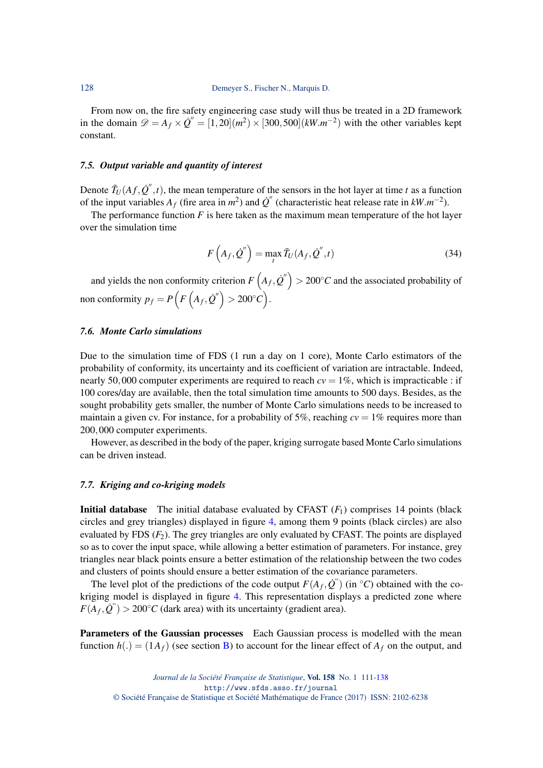From now on, the fire safety engineering case study will thus be treated in a 2D framework in the domain $\mathscr{D} = A_f \times \dot{Q}^{''} = [1,20](m^2) \times [300,500](kW.m^{-2})$ with the other variables kept constant.

### 7.5. *Output variable and quantity of interest*

Denote $\bar{T}_U(Af,\dot{Q}^{''},t)$, the mean temperature of the sensors in the hot layer at time $t$ as a function of the input variables $A_f$ (fire area in $m^2$) and $\dot{Q}^{''}$ (characteristic heat release rate in $kW.m^{-2}$).

The performance function $F$ is here taken as the maximum mean temperature of the hot layer over the simulation time

$$F\left(A_f,\dot{Q}^{''}\right) = \max_t \bar{T}_U(A_f,\dot{Q}^{''},t) \tag{34}$$

and yields the non conformity criterion $F\left(A_f,\dot{Q}^{''}\right) > 200°C$ and the associated probability of non conformity $p_f = P\left(F\left(A_f,\dot{Q}^{''}\right) > 200°C\right)$.

### 7.6. *Monte Carlo simulations*

Due to the simulation time of FDS (1 run a day on 1 core), Monte Carlo estimators of the probability of conformity, its uncertainty and its coefficient of variation are intractable. Indeed, nearly $50,000$ computer experiments are required to reach $cv = 1\%$, which is impracticable : if 100 cores/day are available, then the total simulation time amounts to 500 days. Besides, as the sought probability gets smaller, the number of Monte Carlo simulations needs to be increased to maintain a given cv. For instance, for a probability of 5%, reaching $cv = 1\%$ requires more than $200,000$ computer experiments.

However, as described in the body of the paper, kriging surrogate based Monte Carlo simulations can be driven instead.

### 7.7. *Kriging and co-kriging models*

**Initial database** The initial database evaluated by CFAST ($F_1$) comprises 14 points (black circles and grey triangles) displayed in figure 4, among them 9 points (black circles) are also evaluated by FDS ($F_2$). The grey triangles are only evaluated by CFAST. The points are displayed so as to cover the input space, while allowing a better estimation of parameters. For instance, grey triangles near black points ensure a better estimation of the relationship between the two codes and clusters of points should ensure a better estimation of the covariance parameters.

The level plot of the predictions of the code output $F(A_f,\dot{Q}^{''})$ (in $°C$) obtained with the co-kriging model is displayed in figure 4. This representation displays a predicted zone where $F(A_f,\dot{Q}^{''}) > 200°C$ (dark area) with its uncertainty (gradient area).

**Parameters of the Gaussian processes** Each Gaussian process is modelled with the mean function $h(.) = (1 A_f)$ (see section B) to account for the linear effect of $A_f$ on the output, and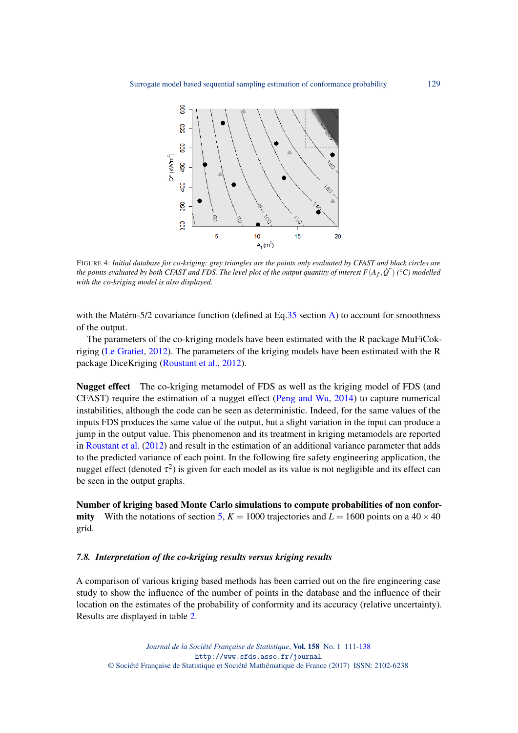FIGURE 4: *Initial database for co-kriging: grey triangles are the points only evaluated by CFAST and black circles are the points evaluated by both CFAST and FDS. The level plot of the output quantity of interest $F(A_f, \dot{Q}'')$ (°C) modelled with the co-kriging model is also displayed.*

with the Matérn-5/2 covariance function (defined at Eq.35 section A) to account for smoothness of the output.

The parameters of the co-kriging models have been estimated with the R package MuFiCokriging (Le Gratiet, 2012). The parameters of the kriging models have been estimated with the R package DiceKriging (Roustant et al., 2012).

**Nugget effect** The co-kriging metamodel of FDS as well as the kriging model of FDS (and CFAST) require the estimation of a nugget effect (Peng and Wu, 2014) to capture numerical instabilities, although the code can be seen as deterministic. Indeed, for the same values of the inputs FDS produces the same value of the output, but a slight variation in the input can produce a jump in the output value. This phenomenon and its treatment in kriging metamodels are reported in Roustant et al. (2012) and result in the estimation of an additional variance parameter that adds to the predicted variance of each point. In the following fire safety engineering application, the nugget effect (denoted $\tau^2$) is given for each model as its value is not negligible and its effect can be seen in the output graphs.

**Number of kriging based Monte Carlo simulations to compute probabilities of non conformity** With the notations of section 5, $K = 1000$ trajectories and $L = 1600$ points on a $40 \times 40$ grid.

### 7.8. *Interpretation of the co-kriging results versus kriging results*

A comparison of various kriging based methods has been carried out on the fire engineering case study to show the influence of the number of points in the database and the influence of their location on the estimates of the probability of conformity and its accuracy (relative uncertainty). Results are displayed in table 2.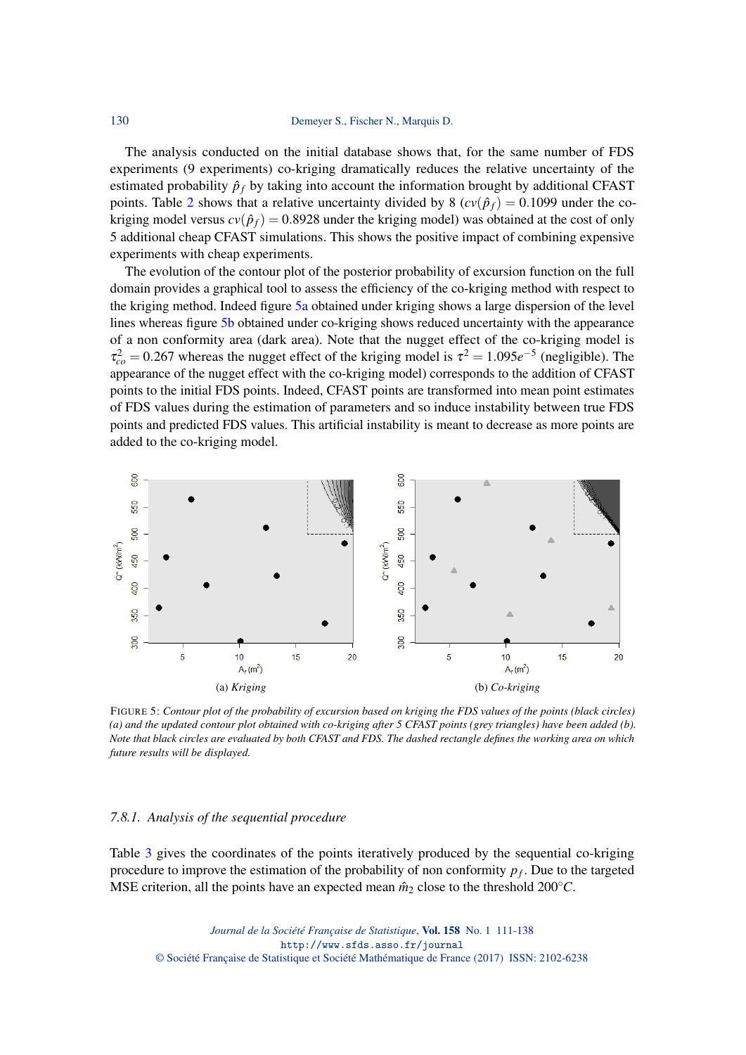The analysis conducted on the initial database shows that, for the same number of FDS experiments (9 experiments) co-kriging dramatically reduces the relative uncertainty of the estimated probability $\hat{p}_f$ by taking into account the information brought by additional CFAST points. Table 2 shows that a relative uncertainty divided by 8 ($cv(\hat{p}_f) = 0.1099$ under the co-kriging model versus $cv(\hat{p}_f) = 0.8928$ under the kriging model) was obtained at the cost of only 5 additional cheap CFAST simulations. This shows the positive impact of combining expensive experiments with cheap experiments.

The evolution of the contour plot of the posterior probability of excursion function on the full domain provides a graphical tool to assess the efficiency of the co-kriging method with respect to the kriging method. Indeed figure 5a obtained under kriging shows a large dispersion of the level lines whereas figure 5b obtained under co-kriging shows reduced uncertainty with the appearance of a non conformity area (dark area). Note that the nugget effect of the co-kriging model is $\tau^2_{co} = 0.267$ whereas the nugget effect of the kriging model is $\tau^2 = 1.095e^{-5}$ (negligible). The appearance of the nugget effect with the co-kriging model) corresponds to the addition of CFAST points to the initial FDS points. Indeed, CFAST points are transformed into mean point estimates of FDS values during the estimation of parameters and so induce instability between true FDS points and predicted FDS values. This artificial instability is meant to decrease as more points are added to the co-kriging model.

(a) *Kriging*

(b) *Co-kriging*

FIGURE 5: *Contour plot of the probability of excursion based on kriging the FDS values of the points (black circles) (a) and the updated contour plot obtained with co-kriging after 5 CFAST points (grey triangles) have been added (b). Note that black circles are evaluated by both CFAST and FDS. The dashed rectangle defines the working area on which future results will be displayed.*

### 7.8.1. *Analysis of the sequential procedure*

Table 3 gives the coordinates of the points iteratively produced by the sequential co-kriging procedure to improve the estimation of the probability of non conformity $p_f$. Due to the targeted MSE criterion, all the points have an expected mean $\hat{m}_2$ close to the threshold $200°C$.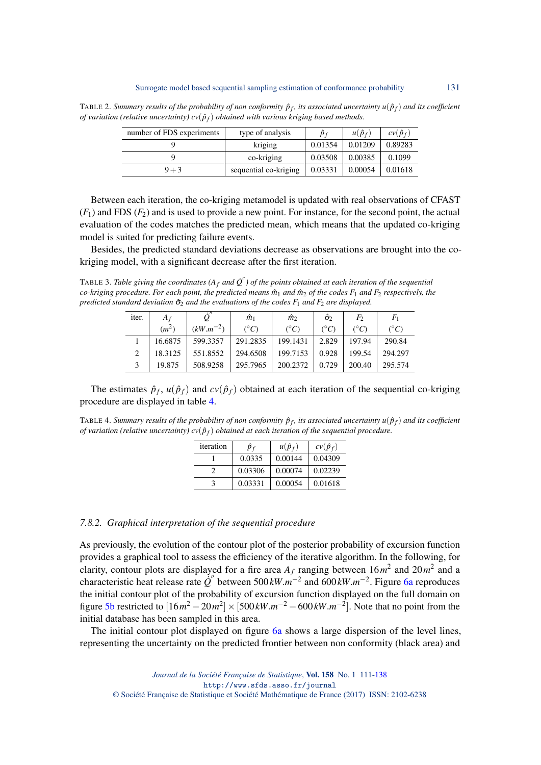TABLE 2. *Summary results of the probability of non conformity $\hat{p}_f$, its associated uncertainty $u(\hat{p}_f)$ and its coefficient of variation (relative uncertainty) $cv(\hat{p}_f)$ obtained with various kriging based methods.*

| number of FDS experiments | type of analysis | $\hat{p}_f$ | $u(\hat{p}_f)$ | $cv(\hat{p}_f)$ |
|---|---|---|---|---|
| 9 | kriging | 0.01354 | 0.01209 | 0.89283 |
| 9 | co-kriging | 0.03508 | 0.00385 | 0.1099 |
| $9+3$ | sequential co-kriging | 0.03331 | 0.00054 | 0.01618 |

Between each iteration, the co-kriging metamodel is updated with real observations of CFAST ($F_1$) and FDS ($F_2$) and is used to provide a new point. For instance, for the second point, the actual evaluation of the codes matches the predicted mean, which means that the updated co-kriging model is suited for predicting failure events.

Besides, the predicted standard deviations decrease as observations are brought into the co-kriging model, with a significant decrease after the first iteration.

TABLE 3. *Table giving the coordinates ($A_f$ and $\dot{Q}''$) of the points obtained at each iteration of the sequential co-kriging procedure. For each point, the predicted means $\hat{m}_1$ and $\hat{m}_2$ of the codes $F_1$ and $F_2$ respectively, the predicted standard deviation $\hat{\sigma}_2$ and the evaluations of the codes $F_1$ and $F_2$ are displayed.*

| iter. | $A_f$ ($m^2$) | $\dot{Q}''$ ($kW.m^{-2}$) | $\hat{m}_1$ ($^\circ C$) | $\hat{m}_2$ ($^\circ C$) | $\hat{\sigma}_2$ ($^\circ C$) | $F_2$ ($^\circ C$) | $F_1$ ($^\circ C$) |
|---|---|---|---|---|---|---|---|
| 1 | 16.6875 | 599.3357 | 291.2835 | 199.1431 | 2.829 | 197.94 | 290.84 |
| 2 | 18.3125 | 551.8552 | 294.6508 | 199.7153 | 0.928 | 199.54 | 294.297 |
| 3 | 19.875 | 508.9258 | 295.7965 | 200.2372 | 0.729 | 200.40 | 295.574 |

The estimates $\hat{p}_f$, $u(\hat{p}_f)$ and $cv(\hat{p}_f)$ obtained at each iteration of the sequential co-kriging procedure are displayed in table 4.

TABLE 4. *Summary results of the probability of non conformity $\hat{p}_f$, its associated uncertainty $u(\hat{p}_f)$ and its coefficient of variation (relative uncertainty) $cv(\hat{p}_f)$ obtained at each iteration of the sequential procedure.*

| iteration | $\hat{p}_f$ | $u(\hat{p}_f)$ | $cv(\hat{p}_f)$ |
|---|---|---|---|
| 1 | 0.0335 | 0.00144 | 0.04309 |
| 2 | 0.03306 | 0.00074 | 0.02239 |
| 3 | 0.03331 | 0.00054 | 0.01618 |

### 7.8.2. Graphical interpretation of the sequential procedure

As previously, the evolution of the contour plot of the posterior probability of excursion function provides a graphical tool to assess the efficiency of the iterative algorithm. In the following, for clarity, contour plots are displayed for a fire area $A_f$ ranging between $16\,m^2$ and $20\,m^2$ and a characteristic heat release rate $\dot{Q}''$ between $500\,kW.m^{-2}$ and $600\,kW.m^{-2}$. Figure 6a reproduces the initial contour plot of the probability of excursion function displayed on the full domain on figure 5b restricted to $[16\,m^2 - 20\,m^2] \times [500\,kW.m^{-2} - 600\,kW.m^{-2}]$. Note that no point from the initial database has been sampled in this area.

The initial contour plot displayed on figure 6a shows a large dispersion of the level lines, representing the uncertainty on the predicted frontier between non conformity (black area) and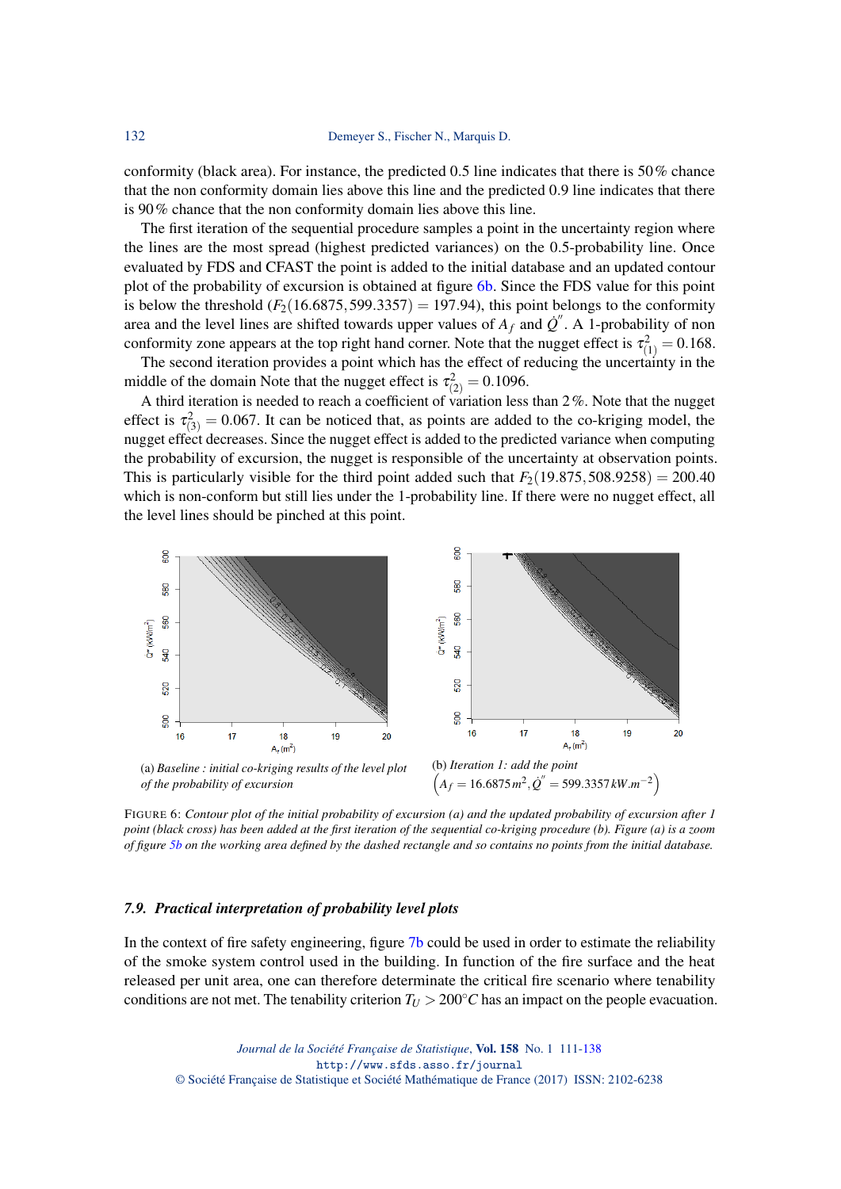conformity (black area). For instance, the predicted 0.5 line indicates that there is 50% chance that the non conformity domain lies above this line and the predicted 0.9 line indicates that there is 90% chance that the non conformity domain lies above this line.

The first iteration of the sequential procedure samples a point in the uncertainty region where the lines are the most spread (highest predicted variances) on the 0.5-probability line. Once evaluated by FDS and CFAST the point is added to the initial database and an updated contour plot of the probability of excursion is obtained at figure 6b. Since the FDS value for this point is below the threshold ($F_2(16.6875, 599.3357) = 197.94$), this point belongs to the conformity area and the level lines are shifted towards upper values of $A_f$ and $\dot{Q}''$. A 1-probability of non conformity zone appears at the top right hand corner. Note that the nugget effect is $\tau^2_{(1)} = 0.168$.

The second iteration provides a point which has the effect of reducing the uncertainty in the middle of the domain Note that the nugget effect is $\tau^2_{(2)} = 0.1096$.

A third iteration is needed to reach a coefficient of variation less than 2%. Note that the nugget effect is $\tau^2_{(3)} = 0.067$. It can be noticed that, as points are added to the co-kriging model, the nugget effect decreases. Since the nugget effect is added to the predicted variance when computing the probability of excursion, the nugget is responsible of the uncertainty at observation points. This is particularly visible for the third point added such that $F_2(19.875, 508.9258) = 200.40$ which is non-conform but still lies under the 1-probability line. If there were no nugget effect, all the level lines should be pinched at this point.

(a) *Baseline : initial co-kriging results of the level plot of the probability of excursion*

(b) *Iteration 1: add the point* $\left(A_f = 16.6875\,m^2, \dot{Q}'' = 599.3357\,kW.m^{-2}\right)$

FIGURE 6: *Contour plot of the initial probability of excursion (a) and the updated probability of excursion after 1 point (black cross) has been added at the first iteration of the sequential co-kriging procedure (b). Figure (a) is a zoom of figure 5b on the working area defined by the dashed rectangle and so contains no points from the initial database.*

### 7.9. Practical interpretation of probability level plots

In the context of fire safety engineering, figure 7b could be used in order to estimate the reliability of the smoke system control used in the building. In function of the fire surface and the heat released per unit area, one can therefore determinate the critical fire scenario where tenability conditions are not met. The tenability criterion $T_U > 200°C$ has an impact on the people evacuation.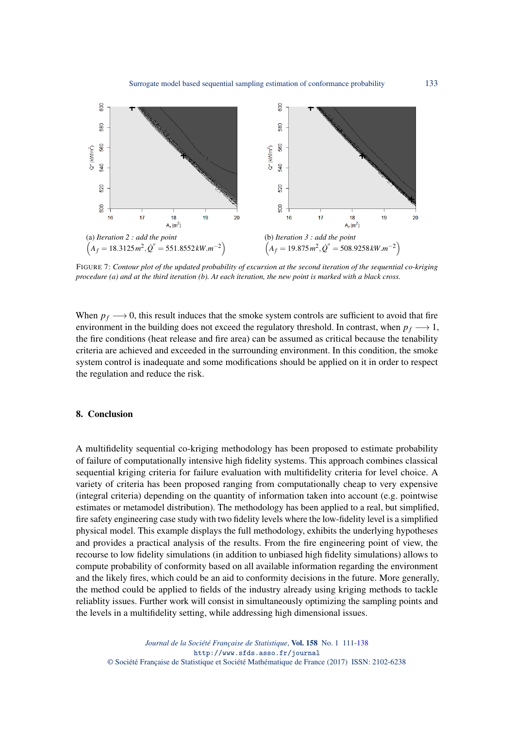(a) *Iteration 2 : add the point* $\left(A_f = 18.3125\,m^2, \dot{Q}'' = 551.8552\,kW.m^{-2}\right)$

(b) *Iteration 3 : add the point* $\left(A_f = 19.875\,m^2, \dot{Q}'' = 508.9258\,kW.m^{-2}\right)$

FIGURE 7: *Contour plot of the updated probability of excursion at the second iteration of the sequential co-kriging procedure (a) and at the third iteration (b). At each iteration, the new point is marked with a black cross.*

When $p_f \longrightarrow 0$, this result induces that the smoke system controls are sufficient to avoid that fire environment in the building does not exceed the regulatory threshold. In contrast, when $p_f \longrightarrow 1$, the fire conditions (heat release and fire area) can be assumed as critical because the tenability criteria are achieved and exceeded in the surrounding environment. In this condition, the smoke system control is inadequate and some modifications should be applied on it in order to respect the regulation and reduce the risk.

## 8. Conclusion

A multifidelity sequential co-kriging methodology has been proposed to estimate probability of failure of computationally intensive high fidelity systems. This approach combines classical sequential kriging criteria for failure evaluation with multifidelity criteria for level choice. A variety of criteria has been proposed ranging from computationally cheap to very expensive (integral criteria) depending on the quantity of information taken into account (e.g. pointwise estimates or metamodel distribution). The methodology has been applied to a real, but simplified, fire safety engineering case study with two fidelity levels where the low-fidelity level is a simplified physical model. This example displays the full methodology, exhibits the underlying hypotheses and provides a practical analysis of the results. From the fire engineering point of view, the recourse to low fidelity simulations (in addition to unbiased high fidelity simulations) allows to compute probability of conformity based on all available information regarding the environment and the likely fires, which could be an aid to conformity decisions in the future. More generally, the method could be applied to fields of the industry already using kriging methods to tackle reliablity issues. Further work will consist in simultaneously optimizing the sampling points and the levels in a multifidelity setting, while addressing high dimensional issues.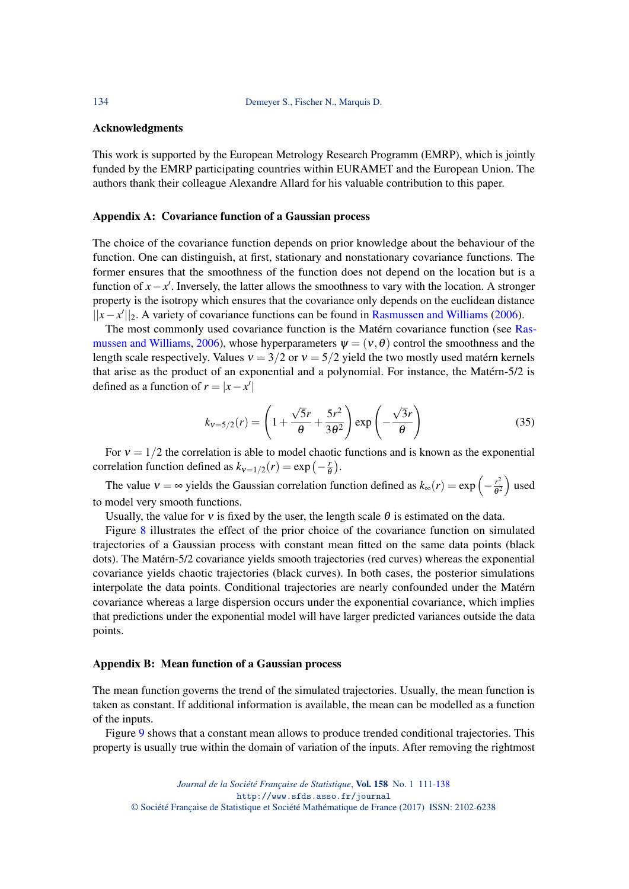### Acknowledgments

This work is supported by the European Metrology Research Programm (EMRP), which is jointly funded by the EMRP participating countries within EURAMET and the European Union. The authors thank their colleague Alexandre Allard for his valuable contribution to this paper.

### Appendix A: Covariance function of a Gaussian process

The choice of the covariance function depends on prior knowledge about the behaviour of the function. One can distinguish, at first, stationary and nonstationary covariance functions. The former ensures that the smoothness of the function does not depend on the location but is a function of $x - x'$. Inversely, the latter allows the smoothness to vary with the location. A stronger property is the isotropy which ensures that the covariance only depends on the euclidean distance $||x - x'||_2$. A variety of covariance functions can be found in Rasmussen and Williams (2006).

The most commonly used covariance function is the Matérn covariance function (see Rasmussen and Williams, 2006), whose hyperparameters $\psi = (\nu, \theta)$ control the smoothness and the length scale respectively. Values $\nu = 3/2$ or $\nu = 5/2$ yield the two mostly used matérn kernels that arise as the product of an exponential and a polynomial. For instance, the Matérn-5/2 is defined as a function of $r = |x - x'|$

$$k_{\nu=5/2}(r) = \left(1 + \frac{\sqrt{5}r}{\theta} + \frac{5r^2}{3\theta^2}\right) \exp\left(-\frac{\sqrt{3}r}{\theta}\right) \tag{35}$$

For $\nu = 1/2$ the correlation is able to model chaotic functions and is known as the exponential correlation function defined as $k_{\nu=1/2}(r) = \exp\left(-\frac{r}{\theta}\right)$.

The value $\nu = \infty$ yields the Gaussian correlation function defined as $k_{\infty}(r) = \exp\left(-\frac{r^2}{\theta^2}\right)$ used to model very smooth functions.

Usually, the value for $\nu$ is fixed by the user, the length scale $\theta$ is estimated on the data.

Figure 8 illustrates the effect of the prior choice of the covariance function on simulated trajectories of a Gaussian process with constant mean fitted on the same data points (black dots). The Matérn-5/2 covariance yields smooth trajectories (red curves) whereas the exponential covariance yields chaotic trajectories (black curves). In both cases, the posterior simulations interpolate the data points. Conditional trajectories are nearly confounded under the Matérn covariance whereas a large dispersion occurs under the exponential covariance, which implies that predictions under the exponential model will have larger predicted variances outside the data points.

### Appendix B: Mean function of a Gaussian process

The mean function governs the trend of the simulated trajectories. Usually, the mean function is taken as constant. If additional information is available, the mean can be modelled as a function of the inputs.

Figure 9 shows that a constant mean allows to produce trended conditional trajectories. This property is usually true within the domain of variation of the inputs. After removing the rightmost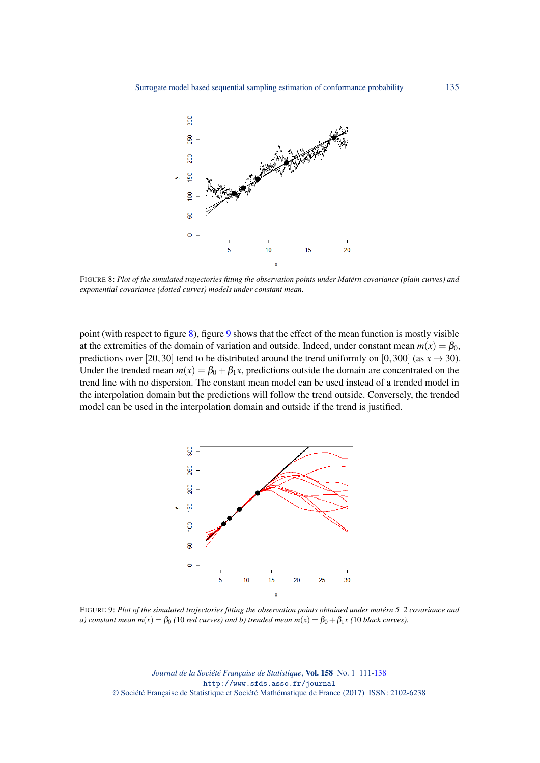FIGURE 8: *Plot of the simulated trajectories fitting the observation points under Matérn covariance (plain curves) and exponential covariance (dotted curves) models under constant mean.*

point (with respect to figure 8), figure 9 shows that the effect of the mean function is mostly visible at the extremities of the domain of variation and outside. Indeed, under constant mean $m(x) = \beta_0$, predictions over $[20,30]$ tend to be distributed around the trend uniformly on $[0,300]$ (as $x \to 30$). Under the trended mean $m(x) = \beta_0 + \beta_1 x$, predictions outside the domain are concentrated on the trend line with no dispersion. The constant mean model can be used instead of a trended model in the interpolation domain but the predictions will follow the trend outside. Conversely, the trended model can be used in the interpolation domain and outside if the trend is justified.

FIGURE 9: *Plot of the simulated trajectories fitting the observation points obtained under matérn 5_2 covariance and a) constant mean $m(x) = \beta_0$ (10 red curves) and b) trended mean $m(x) = \beta_0 + \beta_1 x$ (10 black curves).*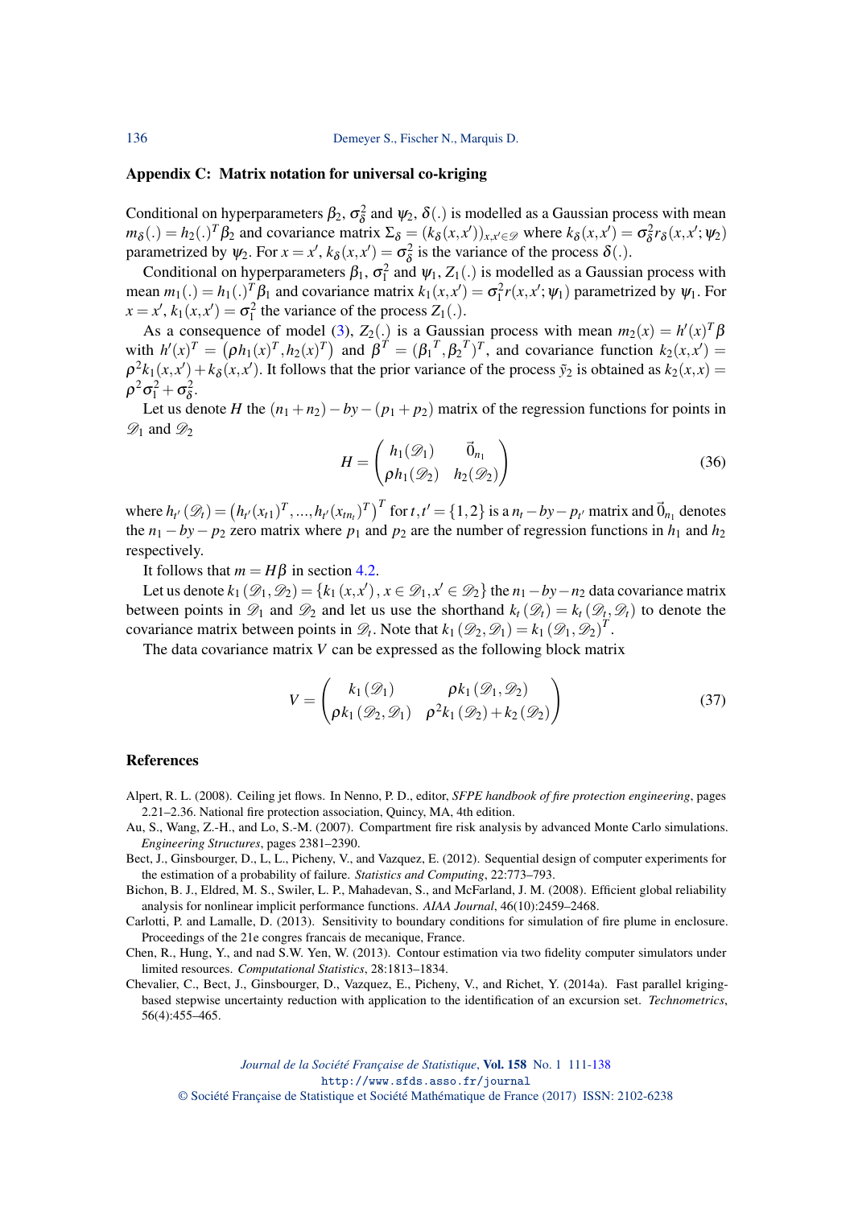## Appendix C: Matrix notation for universal co-kriging

Conditional on hyperparameters $\beta_2$, $\sigma_\delta^2$ and $\psi_2$, $\delta(.)$ is modelled as a Gaussian process with mean $m_\delta(.) = h_2(.)^T\beta_2$ and covariance matrix $\Sigma_\delta = (k_\delta(x,x'))_{x,x'\in\mathscr{D}}$ where $k_\delta(x,x') = \sigma_\delta^2 r_\delta(x,x';\psi_2)$ parametrized by $\psi_2$. For $x = x'$, $k_\delta(x,x') = \sigma_\delta^2$ is the variance of the process $\delta(.)$.

Conditional on hyperparameters $\beta_1$, $\sigma_1^2$ and $\psi_1$, $Z_1(.)$ is modelled as a Gaussian process with mean $m_1(.) = h_1(.)^T\beta_1$ and covariance matrix $k_1(x,x') = \sigma_1^2 r(x,x';\psi_1)$ parametrized by $\psi_1$. For $x = x'$, $k_1(x,x') = \sigma_1^2$ the variance of the process $Z_1(.)$.

As a consequence of model (3), $Z_2(.)$ is a Gaussian process with mean $m_2(x) = h'(x)^T\beta$ with $h'(x)^T = \left(\rho h_1(x)^T, h_2(x)^T\right)$ and $\beta^T = ({\beta_1}^T, {\beta_2}^T)^T$, and covariance function $k_2(x,x') = \rho^2 k_1(x,x') + k_\delta(x,x')$. It follows that the prior variance of the process $\tilde{y}_2$ is obtained as $k_2(x,x) = \rho^2\sigma_1^2 + \sigma_\delta^2$.

Let us denote $H$ the $(n_1+n_2) - by - (p_1+p_2)$ matrix of the regression functions for points in $\mathscr{D}_1$ and $\mathscr{D}_2$

$$H = \begin{pmatrix} h_1(\mathscr{D}_1) & \vec{0}_{n_1} \\ \rho h_1(\mathscr{D}_2) & h_2(\mathscr{D}_2) \end{pmatrix} \tag{36}$$

where $h_{t'}(\mathscr{D}_t) = \left(h_{t'}(x_{t1})^T, ..., h_{t'}(x_{tn_t})^T\right)^T$ for $t,t' = \{1,2\}$ is a $n_t - by - p_{t'}$ matrix and $\vec{0}_{n_1}$ denotes the $n_1 - by - p_2$ zero matrix where $p_1$ and $p_2$ are the number of regression functions in $h_1$ and $h_2$ respectively.

It follows that $m = H\beta$ in section 4.2.

Let us denote $k_1(\mathscr{D}_1,\mathscr{D}_2) = \{k_1(x,x'), x \in \mathscr{D}_1, x' \in \mathscr{D}_2\}$ the $n_1 - by - n_2$ data covariance matrix between points in $\mathscr{D}_1$ and $\mathscr{D}_2$ and let us use the shorthand $k_t(\mathscr{D}_t) = k_t(\mathscr{D}_t,\mathscr{D}_t)$ to denote the covariance matrix between points in $\mathscr{D}_t$. Note that $k_1(\mathscr{D}_2,\mathscr{D}_1) = k_1(\mathscr{D}_1,\mathscr{D}_2)^T$.

The data covariance matrix $V$ can be expressed as the following block matrix

$$V = \begin{pmatrix} k_1(\mathscr{D}_1) & \rho k_1(\mathscr{D}_1,\mathscr{D}_2) \\ \rho k_1(\mathscr{D}_2,\mathscr{D}_1) & \rho^2 k_1(\mathscr{D}_2) + k_2(\mathscr{D}_2) \end{pmatrix} \tag{37}$$

## References

Alpert, R. L. (2008). Ceiling jet flows. In Nenno, P. D., editor, *SFPE handbook of fire protection engineering*, pages 2.21–2.36. National fire protection association, Quincy, MA, 4th edition.

Au, S., Wang, Z.-H., and Lo, S.-M. (2007). Compartment fire risk analysis by advanced Monte Carlo simulations. *Engineering Structures*, pages 2381–2390.

Bect, J., Ginsbourger, D., L, L., Picheny, V., and Vazquez, E. (2012). Sequential design of computer experiments for the estimation of a probability of failure. *Statistics and Computing*, 22:773–793.

Bichon, B. J., Eldred, M. S., Swiler, L. P., Mahadevan, S., and McFarland, J. M. (2008). Efficient global reliability analysis for nonlinear implicit performance functions. *AIAA Journal*, 46(10):2459–2468.

Carlotti, P. and Lamalle, D. (2013). Sensitivity to boundary conditions for simulation of fire plume in enclosure. Proceedings of the 21e congres francais de mecanique, France.

Chen, R., Hung, Y., and nad S.W. Yen, W. (2013). Contour estimation via two fidelity computer simulators under limited resources. *Computational Statistics*, 28:1813–1834.

Chevalier, C., Bect, J., Ginsbourger, D., Vazquez, E., Picheny, V., and Richet, Y. (2014a). Fast parallel kriging-based stepwise uncertainty reduction with application to the identification of an excursion set. *Technometrics*, 56(4):455–465.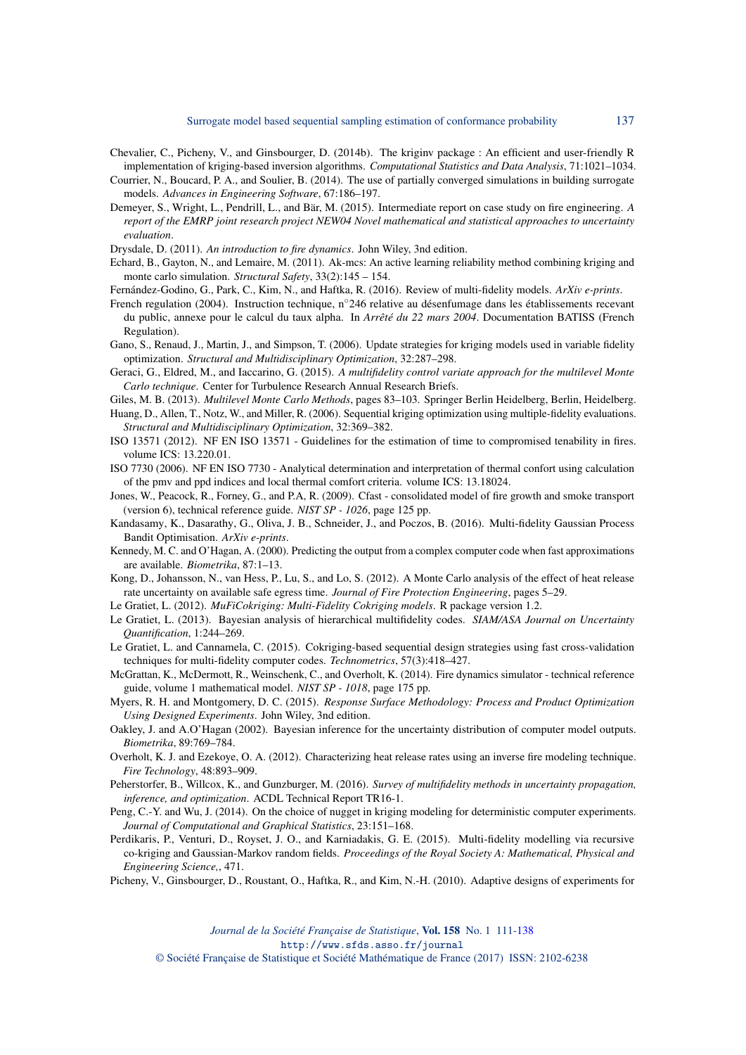Chevalier, C., Picheny, V., and Ginsbourger, D. (2014b). The kriginv package : An efficient and user-friendly R implementation of kriging-based inversion algorithms. *Computational Statistics and Data Analysis*, 71:1021–1034.

Courrier, N., Boucard, P. A., and Soulier, B. (2014). The use of partially converged simulations in building surrogate models. *Advances in Engineering Software*, 67:186–197.

Demeyer, S., Wright, L., Pendrill, L., and Bär, M. (2015). Intermediate report on case study on fire engineering. *A report of the EMRP joint research project NEW04 Novel mathematical and statistical approaches to uncertainty evaluation*.

Drysdale, D. (2011). *An introduction to fire dynamics*. John Wiley, 3nd edition.

Echard, B., Gayton, N., and Lemaire, M. (2011). Ak-mcs: An active learning reliability method combining kriging and monte carlo simulation. *Structural Safety*, 33(2):145 – 154.

Fernández-Godino, G., Park, C., Kim, N., and Haftka, R. (2016). Review of multi-fidelity models. *ArXiv e-prints*.

French regulation (2004). Instruction technique, n°246 relative au désenfumage dans les établissements recevant du public, annexe pour le calcul du taux alpha. In *Arrêté du 22 mars 2004*. Documentation BATISS (French Regulation).

Gano, S., Renaud, J., Martin, J., and Simpson, T. (2006). Update strategies for kriging models used in variable fidelity optimization. *Structural and Multidisciplinary Optimization*, 32:287–298.

Geraci, G., Eldred, M., and Iaccarino, G. (2015). *A multifidelity control variate approach for the multilevel Monte Carlo technique*. Center for Turbulence Research Annual Research Briefs.

Giles, M. B. (2013). *Multilevel Monte Carlo Methods*, pages 83–103. Springer Berlin Heidelberg, Berlin, Heidelberg.

Huang, D., Allen, T., Notz, W., and Miller, R. (2006). Sequential kriging optimization using multiple-fidelity evaluations. *Structural and Multidisciplinary Optimization*, 32:369–382.

ISO 13571 (2012). NF EN ISO 13571 - Guidelines for the estimation of time to compromised tenability in fires. volume ICS: 13.220.01.

ISO 7730 (2006). NF EN ISO 7730 - Analytical determination and interpretation of thermal confort using calculation of the pmv and ppd indices and local thermal comfort criteria. volume ICS: 13.18024.

Jones, W., Peacock, R., Forney, G., and P.A, R. (2009). Cfast - consolidated model of fire growth and smoke transport (version 6), technical reference guide. *NIST SP - 1026*, page 125 pp.

Kandasamy, K., Dasarathy, G., Oliva, J. B., Schneider, J., and Poczos, B. (2016). Multi-fidelity Gaussian Process Bandit Optimisation. *ArXiv e-prints*.

Kennedy, M. C. and O'Hagan, A. (2000). Predicting the output from a complex computer code when fast approximations are available. *Biometrika*, 87:1–13.

Kong, D., Johansson, N., van Hess, P., Lu, S., and Lo, S. (2012). A Monte Carlo analysis of the effect of heat release rate uncertainty on available safe egress time. *Journal of Fire Protection Engineering*, pages 5–29.

Le Gratiet, L. (2012). *MuFiCokriging: Multi-Fidelity Cokriging models*. R package version 1.2.

Le Gratiet, L. (2013). Bayesian analysis of hierarchical multifidelity codes. *SIAM/ASA Journal on Uncertainty Quantification*, 1:244–269.

Le Gratiet, L. and Cannamela, C. (2015). Cokriging-based sequential design strategies using fast cross-validation techniques for multi-fidelity computer codes. *Technometrics*, 57(3):418–427.

McGrattan, K., McDermott, R., Weinschenk, C., and Overholt, K. (2014). Fire dynamics simulator - technical reference guide, volume 1 mathematical model. *NIST SP - 1018*, page 175 pp.

Myers, R. H. and Montgomery, D. C. (2015). *Response Surface Methodology: Process and Product Optimization Using Designed Experiments*. John Wiley, 3nd edition.

Oakley, J. and A.O'Hagan (2002). Bayesian inference for the uncertainty distribution of computer model outputs. *Biometrika*, 89:769–784.

Overholt, K. J. and Ezekoye, O. A. (2012). Characterizing heat release rates using an inverse fire modeling technique. *Fire Technology*, 48:893–909.

Peherstorfer, B., Willcox, K., and Gunzburger, M. (2016). *Survey of multifidelity methods in uncertainty propagation, inference, and optimization*. ACDL Technical Report TR16-1.

Peng, C.-Y. and Wu, J. (2014). On the choice of nugget in kriging modeling for deterministic computer experiments. *Journal of Computational and Graphical Statistics*, 23:151–168.

Perdikaris, P., Venturi, D., Royset, J. O., and Karniadakis, G. E. (2015). Multi-fidelity modelling via recursive co-kriging and Gaussian-Markov random fields. *Proceedings of the Royal Society A: Mathematical, Physical and Engineering Science,*, 471.

Picheny, V., Ginsbourger, D., Roustant, O., Haftka, R., and Kim, N.-H. (2010). Adaptive designs of experiments for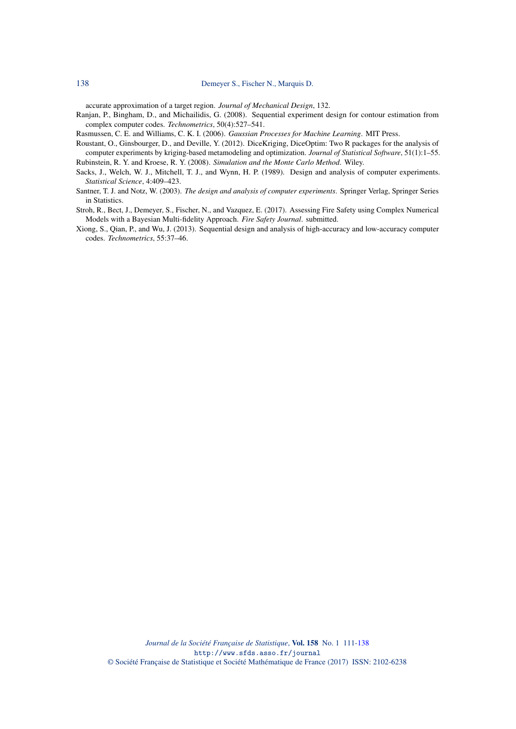accurate approximation of a target region. *Journal of Mechanical Design*, 132.

Ranjan, P., Bingham, D., and Michailidis, G. (2008). Sequential experiment design for contour estimation from complex computer codes. *Technometrics*, 50(4):527–541.

Rasmussen, C. E. and Williams, C. K. I. (2006). *Gaussian Processes for Machine Learning*. MIT Press.

Roustant, O., Ginsbourger, D., and Deville, Y. (2012). DiceKriging, DiceOptim: Two R packages for the analysis of computer experiments by kriging-based metamodeling and optimization. *Journal of Statistical Software*, 51(1):1–55.

Rubinstein, R. Y. and Kroese, R. Y. (2008). *Simulation and the Monte Carlo Method*. Wiley.

Sacks, J., Welch, W. J., Mitchell, T. J., and Wynn, H. P. (1989). Design and analysis of computer experiments. *Statistical Science*, 4:409–423.

Santner, T. J. and Notz, W. (2003). *The design and analysis of computer experiments*. Springer Verlag, Springer Series in Statistics.

Stroh, R., Bect, J., Demeyer, S., Fischer, N., and Vazquez, E. (2017). Assessing Fire Safety using Complex Numerical Models with a Bayesian Multi-fidelity Approach. *Fire Safety Journal*. submitted.

Xiong, S., Qian, P., and Wu, J. (2013). Sequential design and analysis of high-accuracy and low-accuracy computer codes. *Technometrics*, 55:37–46.